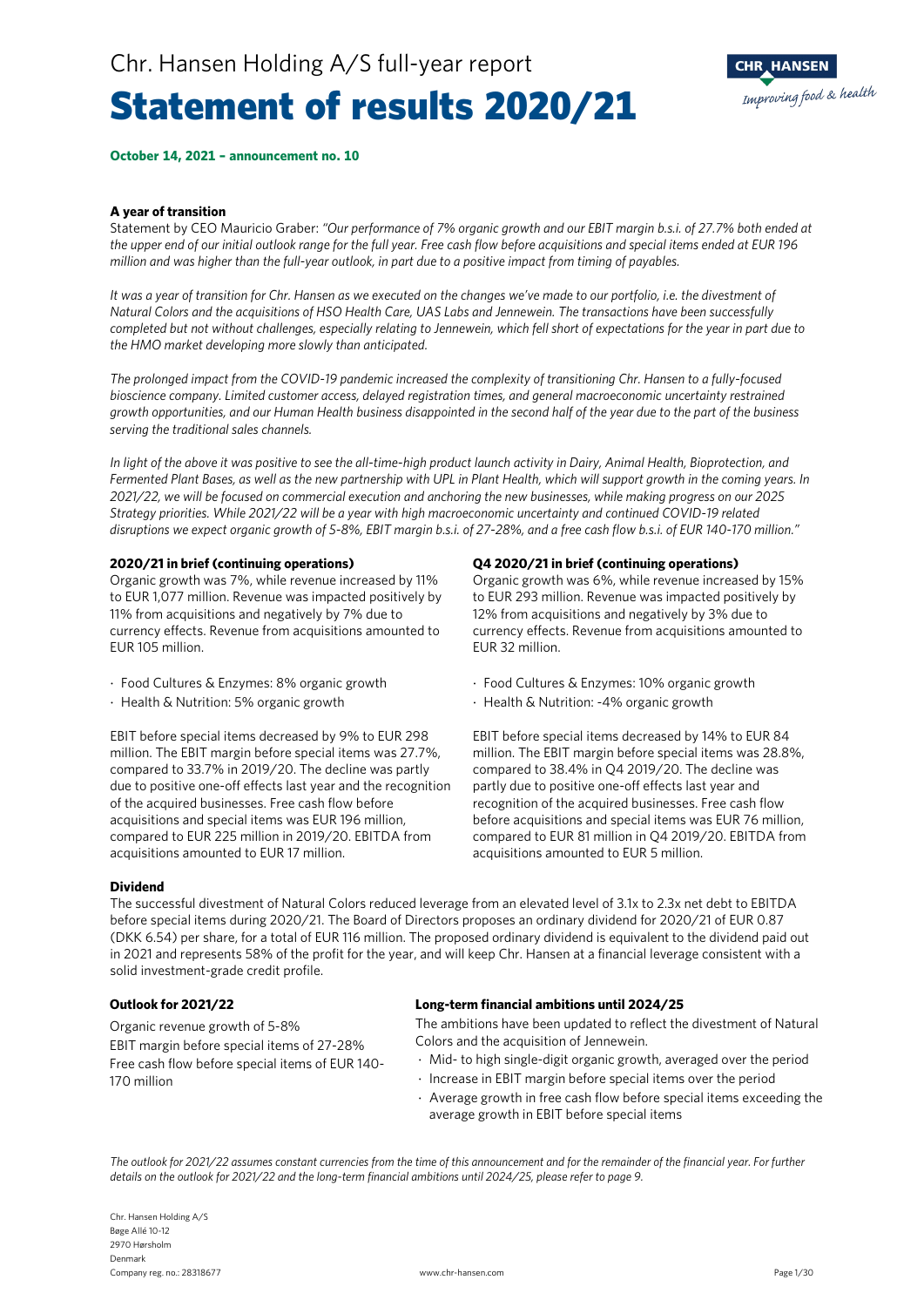# Chr. Hansen Holding A/S full-year report

# Statement of results 2020/21

**October 14, 2021 – announcement no. 10**

### A year of transition

Statement by CEO Mauricio Graber: *"Our performance of 7% organic growth and our EBIT margin b.s.i. of 27.7% both ended at the upper end of our initial outlook range for the full year. Free cash flow before acquisitions and special items ended at EUR 196 million and was higher than the full-year outlook, in part due to a positive impact from timing of payables.*

*It was a year of transition for Chr. Hansen as we executed on the changes we've made to our portfolio, i.e. the divestment of Natural Colors and the acquisitions of HSO Health Care, UAS Labs and Jennewein. The transactions have been successfully completed but not without challenges, especially relating to Jennewein, which fell short of expectations for the year in part due to the HMO market developing more slowly than anticipated.*

*The prolonged impact from the COVID-19 pandemic increased the complexity of transitioning Chr. Hansen to a fully-focused bioscience company. Limited customer access, delayed registration times, and general macroeconomic uncertainty restrained growth opportunities, and our Human Health business disappointed in the second half of the year due to the part of the business serving the traditional sales channels.*

*In light of the above it was positive to see the all-time-high product launch activity in Dairy, Animal Health, Bioprotection, and Fermented Plant Bases, as well as the new partnership with UPL in Plant Health, which will support growth in the coming years. In 2021/22, we will be focused on commercial execution and anchoring the new businesses, while making progress on our 2025 Strategy priorities. While 2021/22 will be a year with high macroeconomic uncertainty and continued COVID-19 related disruptions we expect organic growth of 5-8%, EBIT margin b.s.i. of 27-28%, and a free cash flow b.s.i. of EUR 140-170 million."*

### 2020/21 in brief (continuing operations)

Organic growth was 7%, while revenue increased by 11% to EUR 1,077 million. Revenue was impacted positively by 11% from acquisitions and negatively by 7% due to currency effects. Revenue from acquisitions amounted to EUR 105 million.

- Food Cultures & Enzymes: 8% organic growth
- Health & Nutrition: 5% organic growth

EBIT before special items decreased by 9% to EUR 298 million. The EBIT margin before special items was 27.7%, compared to 33.7% in 2019/20. The decline was partly due to positive one-off effects last year and the recognition of the acquired businesses. Free cash flow before acquisitions and special items was EUR 196 million, compared to EUR 225 million in 2019/20. EBITDA from acquisitions amounted to EUR 17 million.

### Q4 2020/21 in brief (continuing operations)

Organic growth was 6%, while revenue increased by 15% to EUR 293 million. Revenue was impacted positively by 12% from acquisitions and negatively by 3% due to currency effects. Revenue from acquisitions amounted to EUR 32 million.

- Food Cultures & Enzymes: 10% organic growth
- Health & Nutrition: -4% organic growth

EBIT before special items decreased by 14% to EUR 84 million. The EBIT margin before special items was 28.8%, compared to 38.4% in Q4 2019/20. The decline was partly due to positive one-off effects last year and recognition of the acquired businesses. Free cash flow before acquisitions and special items was EUR 76 million, compared to EUR 81 million in Q4 2019/20. EBITDA from acquisitions amounted to EUR 5 million.

### Dividend

The successful divestment of Natural Colors reduced leverage from an elevated level of 3.1x to 2.3x net debt to EBITDA before special items during 2020/21. The Board of Directors proposes an ordinary dividend for 2020/21 of EUR 0.87 (DKK 6.54) per share, for a total of EUR 116 million. The proposed ordinary dividend is equivalent to the dividend paid out in 2021 and represents 58% of the profit for the year, and will keep Chr. Hansen at a financial leverage consistent with a solid investment-grade credit profile.

### Outlook for 2021/22

Organic revenue growth of 5-8%
EBIT margin before special items of 27-28%
Free cash flow before special items of EUR 140-170 million

### Long-term financial ambitions until 2024/25

The ambitions have been updated to reflect the divestment of Natural Colors and the acquisition of Jennewein.

- Mid- to high single-digit organic growth, averaged over the period
- Increase in EBIT margin before special items over the period
- Average growth in free cash flow before special items exceeding the average growth in EBIT before special items

*The outlook for 2021/22 assumes constant currencies from the time of this announcement and for the remainder of the financial year. For further details on the outlook for 2021/22 and the long-term financial ambitions until 2024/25, please refer to page 9.*

Chr. Hansen Holding A/S
Bøge Allé 10-12
2970 Hørsholm
Denmark
Company reg. no.: 28318677

www.chr-hansen.com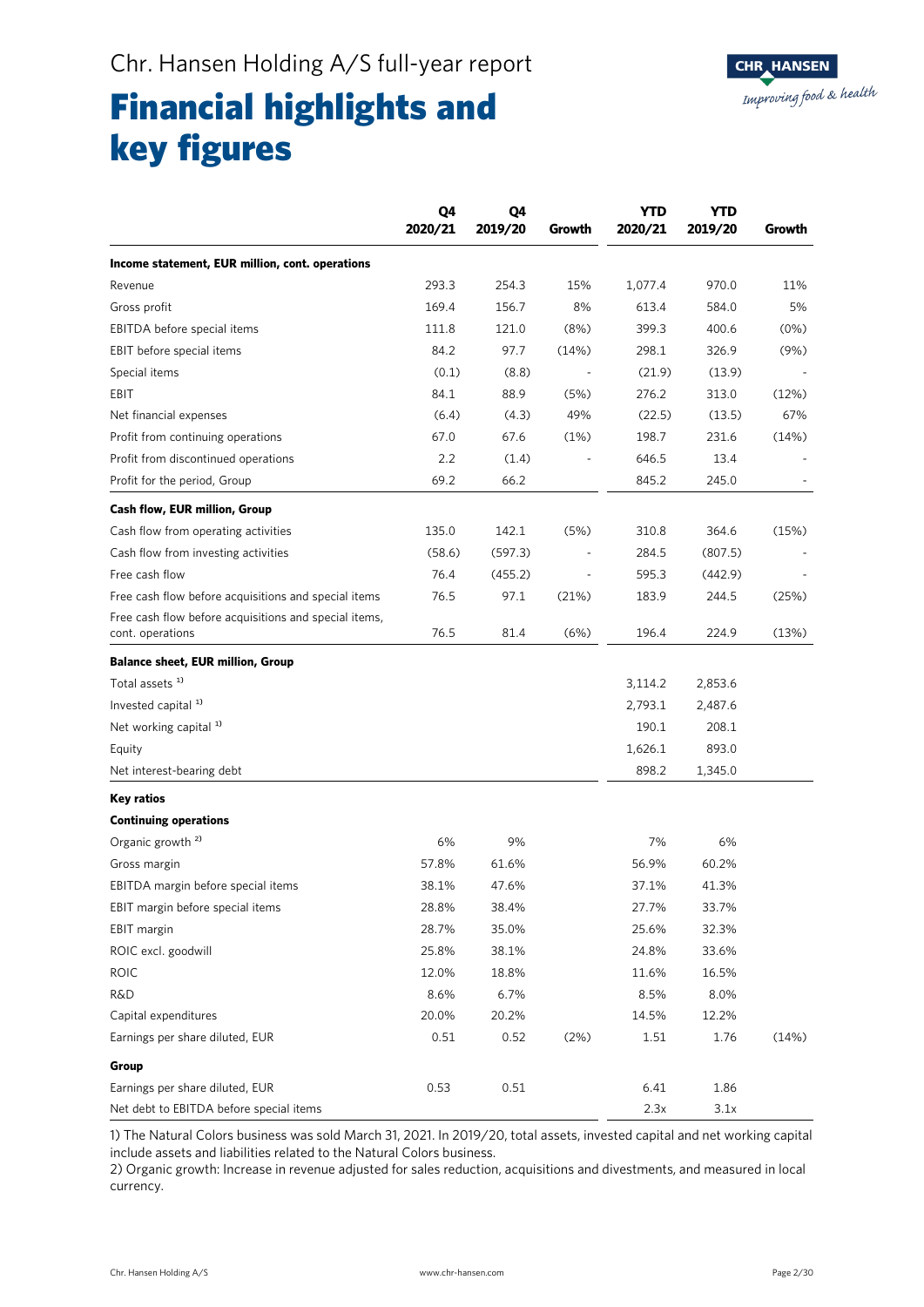Chr. Hansen Holding A/S full-year report

# Financial highlights and key figures

| | Q4 2020/21 | Q4 2019/20 | Growth | YTD 2020/21 | YTD 2019/20 | Growth |
|---|---|---|---|---|---|---|
| **Income statement, EUR million, cont. operations** | | | | | | |
| Revenue | 293.3 | 254.3 | 15% | 1,077.4 | 970.0 | 11% |
| Gross profit | 169.4 | 156.7 | 8% | 613.4 | 584.0 | 5% |
| EBITDA before special items | 111.8 | 121.0 | (8%) | 399.3 | 400.6 | (0%) |
| EBIT before special items | 84.2 | 97.7 | (14%) | 298.1 | 326.9 | (9%) |
| Special items | (0.1) | (8.8) | - | (21.9) | (13.9) | - |
| EBIT | 84.1 | 88.9 | (5%) | 276.2 | 313.0 | (12%) |
| Net financial expenses | (6.4) | (4.3) | 49% | (22.5) | (13.5) | 67% |
| Profit from continuing operations | 67.0 | 67.6 | (1%) | 198.7 | 231.6 | (14%) |
| Profit from discontinued operations | 2.2 | (1.4) | - | 646.5 | 13.4 | - |
| Profit for the period, Group | 69.2 | 66.2 | | 845.2 | 245.0 | - |
| **Cash flow, EUR million, Group** | | | | | | |
| Cash flow from operating activities | 135.0 | 142.1 | (5%) | 310.8 | 364.6 | (15%) |
| Cash flow from investing activities | (58.6) | (597.3) | - | 284.5 | (807.5) | - |
| Free cash flow | 76.4 | (455.2) | - | 595.3 | (442.9) | - |
| Free cash flow before acquisitions and special items | 76.5 | 97.1 | (21%) | 183.9 | 244.5 | (25%) |
| Free cash flow before acquisitions and special items, cont. operations | 76.5 | 81.4 | (6%) | 196.4 | 224.9 | (13%) |
| **Balance sheet, EUR million, Group** | | | | | | |
| Total assets [1] | | | | 3,114.2 | 2,853.6 | |
| Invested capital [1] | | | | 2,793.1 | 2,487.6 | |
| Net working capital [1] | | | | 190.1 | 208.1 | |
| Equity | | | | 1,626.1 | 893.0 | |
| Net interest-bearing debt | | | | 898.2 | 1,345.0 | |
| **Key ratios** | | | | | | |
| **Continuing operations** | | | | | | |
| Organic growth [2] | 6% | 9% | | 7% | 6% | |
| Gross margin | 57.8% | 61.6% | | 56.9% | 60.2% | |
| EBITDA margin before special items | 38.1% | 47.6% | | 37.1% | 41.3% | |
| EBIT margin before special items | 28.8% | 38.4% | | 27.7% | 33.7% | |
| EBIT margin | 28.7% | 35.0% | | 25.6% | 32.3% | |
| ROIC excl. goodwill | 25.8% | 38.1% | | 24.8% | 33.6% | |
| ROIC | 12.0% | 18.8% | | 11.6% | 16.5% | |
| R&D | 8.6% | 6.7% | | 8.5% | 8.0% | |
| Capital expenditures | 20.0% | 20.2% | | 14.5% | 12.2% | |
| Earnings per share diluted, EUR | 0.51 | 0.52 | (2%) | 1.51 | 1.76 | (14%) |
| **Group** | | | | | | |
| Earnings per share diluted, EUR | 0.53 | 0.51 | | 6.41 | 1.86 | |
| Net debt to EBITDA before special items | | | | 2.3x | 3.1x | |

1) The Natural Colors business was sold March 31, 2021. In 2019/20, total assets, invested capital and net working capital include assets and liabilities related to the Natural Colors business.

2) Organic growth: Increase in revenue adjusted for sales reduction, acquisitions and divestments, and measured in local currency.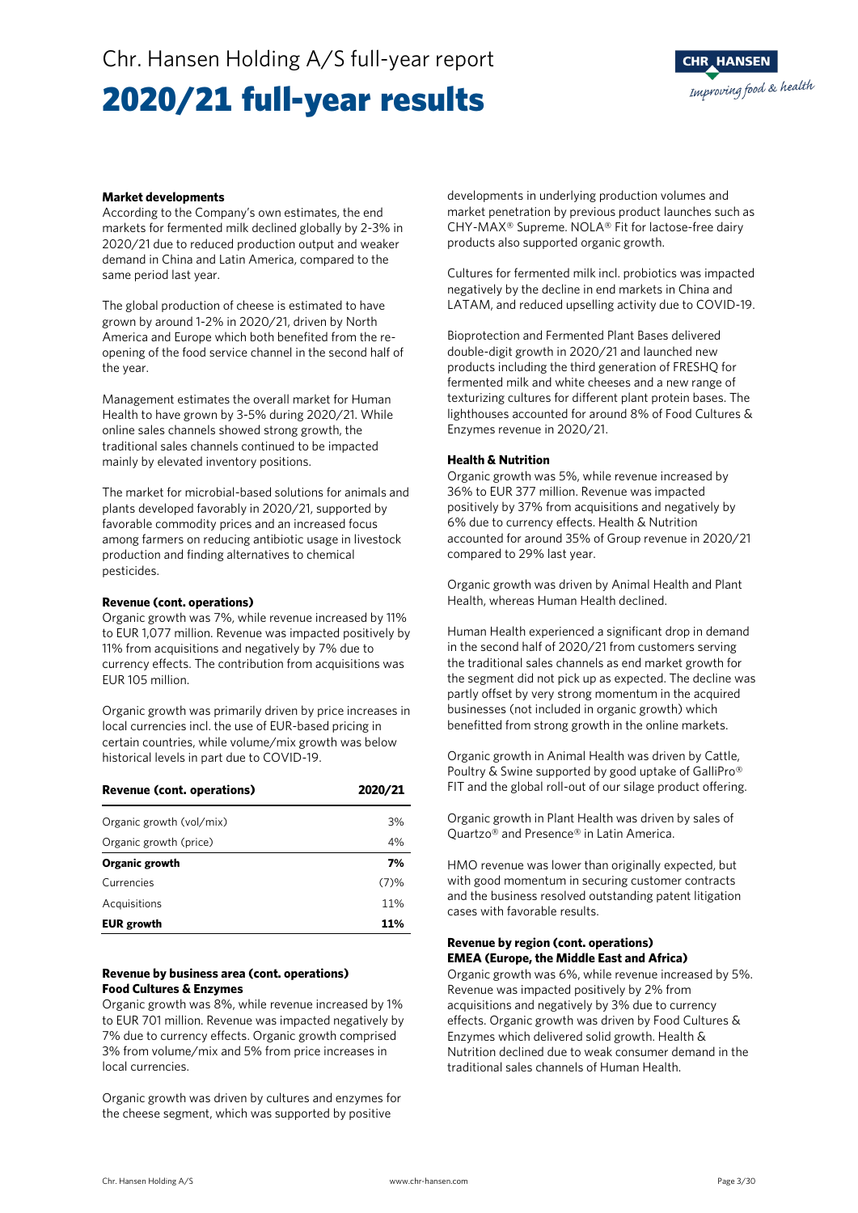# 2020/21 full-year results

**Market developments**

According to the Company's own estimates, the end markets for fermented milk declined globally by 2-3% in 2020/21 due to reduced production output and weaker demand in China and Latin America, compared to the same period last year.

The global production of cheese is estimated to have grown by around 1-2% in 2020/21, driven by North America and Europe which both benefited from the re-opening of the food service channel in the second half of the year.

Management estimates the overall market for Human Health to have grown by 3-5% during 2020/21. While online sales channels showed strong growth, the traditional sales channels continued to be impacted mainly by elevated inventory positions.

The market for microbial-based solutions for animals and plants developed favorably in 2020/21, supported by favorable commodity prices and an increased focus among farmers on reducing antibiotic usage in livestock production and finding alternatives to chemical pesticides.

**Revenue (cont. operations)**

Organic growth was 7%, while revenue increased by 11% to EUR 1,077 million. Revenue was impacted positively by 11% from acquisitions and negatively by 7% due to currency effects. The contribution from acquisitions was EUR 105 million.

Organic growth was primarily driven by price increases in local currencies incl. the use of EUR-based pricing in certain countries, while volume/mix growth was below historical levels in part due to COVID-19.

| **Revenue (cont. operations)** | **2020/21** |
|---|---|
| Organic growth (vol/mix) | 3% |
| Organic growth (price) | 4% |
| **Organic growth** | **7%** |
| Currencies | (7)% |
| Acquisitions | 11% |
| **EUR growth** | **11%** |

**Revenue by business area (cont. operations)**
**Food Cultures & Enzymes**

Organic growth was 8%, while revenue increased by 1% to EUR 701 million. Revenue was impacted negatively by 7% due to currency effects. Organic growth comprised 3% from volume/mix and 5% from price increases in local currencies.

Organic growth was driven by cultures and enzymes for the cheese segment, which was supported by positive developments in underlying production volumes and market penetration by previous product launches such as CHY-MAX® Supreme. NOLA® Fit for lactose-free dairy products also supported organic growth.

Cultures for fermented milk incl. probiotics was impacted negatively by the decline in end markets in China and LATAM, and reduced upselling activity due to COVID-19.

Bioprotection and Fermented Plant Bases delivered double-digit growth in 2020/21 and launched new products including the third generation of FRESHQ for fermented milk and white cheeses and a new range of texturizing cultures for different plant protein bases. The lighthouses accounted for around 8% of Food Cultures & Enzymes revenue in 2020/21.

**Health & Nutrition**

Organic growth was 5%, while revenue increased by 36% to EUR 377 million. Revenue was impacted positively by 37% from acquisitions and negatively by 6% due to currency effects. Health & Nutrition accounted for around 35% of Group revenue in 2020/21 compared to 29% last year.

Organic growth was driven by Animal Health and Plant Health, whereas Human Health declined.

Human Health experienced a significant drop in demand in the second half of 2020/21 from customers serving the traditional sales channels as end market growth for the segment did not pick up as expected. The decline was partly offset by very strong momentum in the acquired businesses (not included in organic growth) which benefitted from strong growth in the online markets.

Organic growth in Animal Health was driven by Cattle, Poultry & Swine supported by good uptake of GalliPro® FIT and the global roll-out of our silage product offering.

Organic growth in Plant Health was driven by sales of Quartzo® and Presence® in Latin America.

HMO revenue was lower than originally expected, but with good momentum in securing customer contracts and the business resolved outstanding patent litigation cases with favorable results.

**Revenue by region (cont. operations)**
**EMEA (Europe, the Middle East and Africa)**

Organic growth was 6%, while revenue increased by 5%. Revenue was impacted positively by 2% from acquisitions and negatively by 3% due to currency effects. Organic growth was driven by Food Cultures & Enzymes which delivered solid growth. Health & Nutrition declined due to weak consumer demand in the traditional sales channels of Human Health.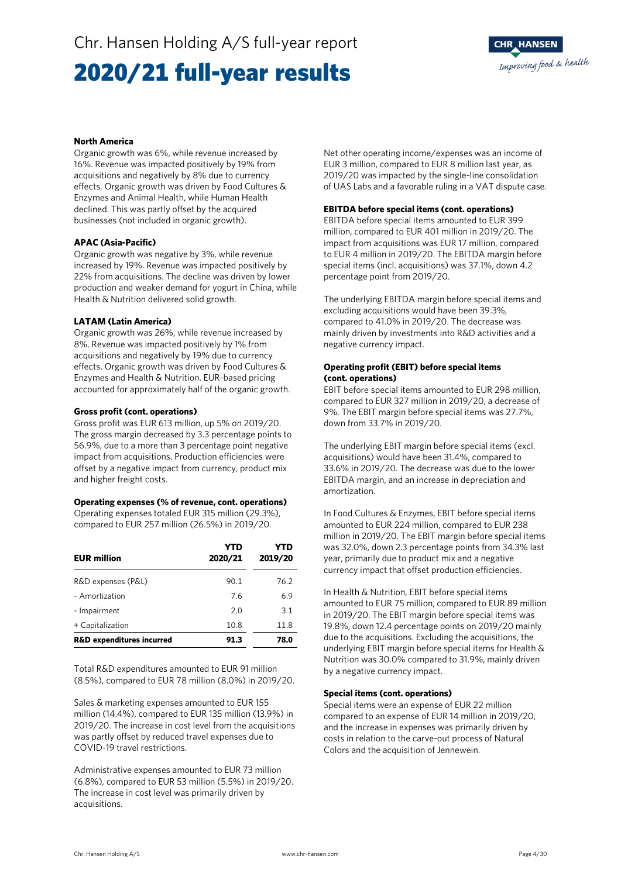### North America

Organic growth was 6%, while revenue increased by 16%. Revenue was impacted positively by 19% from acquisitions and negatively by 8% due to currency effects. Organic growth was driven by Food Cultures & Enzymes and Animal Health, while Human Health declined. This was partly offset by the acquired businesses (not included in organic growth).

### APAC (Asia-Pacific)

Organic growth was negative by 3%, while revenue increased by 19%. Revenue was impacted positively by 22% from acquisitions. The decline was driven by lower production and weaker demand for yogurt in China, while Health & Nutrition delivered solid growth.

### LATAM (Latin America)

Organic growth was 26%, while revenue increased by 8%. Revenue was impacted positively by 1% from acquisitions and negatively by 19% due to currency effects. Organic growth was driven by Food Cultures & Enzymes and Health & Nutrition. EUR-based pricing accounted for approximately half of the organic growth.

### Gross profit (cont. operations)

Gross profit was EUR 613 million, up 5% on 2019/20. The gross margin decreased by 3.3 percentage points to 56.9%, due to a more than 3 percentage point negative impact from acquisitions. Production efficiencies were offset by a negative impact from currency, product mix and higher freight costs.

### Operating expenses (% of revenue, cont. operations)

Operating expenses totaled EUR 315 million (29.3%), compared to EUR 257 million (26.5%) in 2019/20.

| EUR million | YTD 2020/21 | YTD 2019/20 |
|---|---|---|
| R&D expenses (P&L) | 90.1 | 76.2 |
| - Amortization | 7.6 | 6.9 |
| - Impairment | 2.0 | 3.1 |
| + Capitalization | 10.8 | 11.8 |
| **R&D expenditures incurred** | **91.3** | **78.0** |

Total R&D expenditures amounted to EUR 91 million (8.5%), compared to EUR 78 million (8.0%) in 2019/20.

Sales & marketing expenses amounted to EUR 155 million (14.4%), compared to EUR 135 million (13.9%) in 2019/20. The increase in cost level from the acquisitions was partly offset by reduced travel expenses due to COVID-19 travel restrictions.

Administrative expenses amounted to EUR 73 million (6.8%), compared to EUR 53 million (5.5%) in 2019/20. The increase in cost level was primarily driven by acquisitions.

Net other operating income/expenses was an income of EUR 3 million, compared to EUR 8 million last year, as 2019/20 was impacted by the single-line consolidation of UAS Labs and a favorable ruling in a VAT dispute case.

### EBITDA before special items (cont. operations)

EBITDA before special items amounted to EUR 399 million, compared to EUR 401 million in 2019/20. The impact from acquisitions was EUR 17 million, compared to EUR 4 million in 2019/20. The EBITDA margin before special items (incl. acquisitions) was 37.1%, down 4.2 percentage point from 2019/20.

The underlying EBITDA margin before special items and excluding acquisitions would have been 39.3%, compared to 41.0% in 2019/20. The decrease was mainly driven by investments into R&D activities and a negative currency impact.

### Operating profit (EBIT) before special items (cont. operations)

EBIT before special items amounted to EUR 298 million, compared to EUR 327 million in 2019/20, a decrease of 9%. The EBIT margin before special items was 27.7%, down from 33.7% in 2019/20.

The underlying EBIT margin before special items (excl. acquisitions) would have been 31.4%, compared to 33.6% in 2019/20. The decrease was due to the lower EBITDA margin, and an increase in depreciation and amortization.

In Food Cultures & Enzymes, EBIT before special items amounted to EUR 224 million, compared to EUR 238 million in 2019/20. The EBIT margin before special items was 32.0%, down 2.3 percentage points from 34.3% last year, primarily due to product mix and a negative currency impact that offset production efficiencies.

In Health & Nutrition, EBIT before special items amounted to EUR 75 million, compared to EUR 89 million in 2019/20. The EBIT margin before special items was 19.8%, down 12.4 percentage points on 2019/20 mainly due to the acquisitions. Excluding the acquisitions, the underlying EBIT margin before special items for Health & Nutrition was 30.0% compared to 31.9%, mainly driven by a negative currency impact.

### Special items (cont. operations)

Special items were an expense of EUR 22 million compared to an expense of EUR 14 million in 2019/20, and the increase in expenses was primarily driven by costs in relation to the carve-out process of Natural Colors and the acquisition of Jennewein.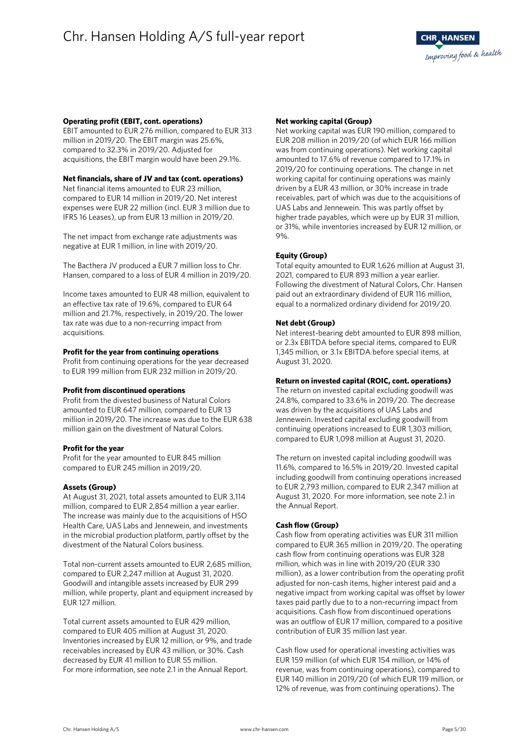**Operating profit (EBIT, cont. operations)**
EBIT amounted to EUR 276 million, compared to EUR 313 million in 2019/20. The EBIT margin was 25.6%, compared to 32.3% in 2019/20. Adjusted for acquisitions, the EBIT margin would have been 29.1%.

**Net financials, share of JV and tax (cont. operations)**
Net financial items amounted to EUR 23 million, compared to EUR 14 million in 2019/20. Net interest expenses were EUR 22 million (incl. EUR 3 million due to IFRS 16 Leases), up from EUR 13 million in 2019/20.

The net impact from exchange rate adjustments was negative at EUR 1 million, in line with 2019/20.

The Bacthera JV produced a EUR 7 million loss to Chr. Hansen, compared to a loss of EUR 4 million in 2019/20.

Income taxes amounted to EUR 48 million, equivalent to an effective tax rate of 19.6%, compared to EUR 64 million and 21.7%, respectively, in 2019/20. The lower tax rate was due to a non-recurring impact from acquisitions.

**Profit for the year from continuing operations**
Profit from continuing operations for the year decreased to EUR 199 million from EUR 232 million in 2019/20.

**Profit from discontinued operations**
Profit from the divested business of Natural Colors amounted to EUR 647 million, compared to EUR 13 million in 2019/20. The increase was due to the EUR 638 million gain on the divestment of Natural Colors.

**Profit for the year**
Profit for the year amounted to EUR 845 million compared to EUR 245 million in 2019/20.

**Assets (Group)**
At August 31, 2021, total assets amounted to EUR 3,114 million, compared to EUR 2,854 million a year earlier. The increase was mainly due to the acquisitions of HSO Health Care, UAS Labs and Jennewein, and investments in the microbial production platform, partly offset by the divestment of the Natural Colors business.

Total non-current assets amounted to EUR 2,685 million, compared to EUR 2,247 million at August 31, 2020. Goodwill and intangible assets increased by EUR 299 million, while property, plant and equipment increased by EUR 127 million.

Total current assets amounted to EUR 429 million, compared to EUR 405 million at August 31, 2020. Inventories increased by EUR 12 million, or 9%, and trade receivables increased by EUR 43 million, or 30%. Cash decreased by EUR 41 million to EUR 55 million.
For more information, see note 2.1 in the Annual Report.

**Net working capital (Group)**
Net working capital was EUR 190 million, compared to EUR 208 million in 2019/20 (of which EUR 166 million was from continuing operations). Net working capital amounted to 17.6% of revenue compared to 17.1% in 2019/20 for continuing operations. The change in net working capital for continuing operations was mainly driven by a EUR 43 million, or 30% increase in trade receivables, part of which was due to the acquisitions of UAS Labs and Jennewein. This was partly offset by higher trade payables, which were up by EUR 31 million, or 31%, while inventories increased by EUR 12 million, or 9%.

**Equity (Group)**
Total equity amounted to EUR 1,626 million at August 31, 2021, compared to EUR 893 million a year earlier. Following the divestment of Natural Colors, Chr. Hansen paid out an extraordinary dividend of EUR 116 million, equal to a normalized ordinary dividend for 2019/20.

**Net debt (Group)**
Net interest-bearing debt amounted to EUR 898 million, or 2.3x EBITDA before special items, compared to EUR 1,345 million, or 3.1x EBITDA before special items, at August 31, 2020.

**Return on invested capital (ROIC, cont. operations)**
The return on invested capital excluding goodwill was 24.8%, compared to 33.6% in 2019/20. The decrease was driven by the acquisitions of UAS Labs and Jennewein. Invested capital excluding goodwill from continuing operations increased to EUR 1,303 million, compared to EUR 1,098 million at August 31, 2020.

The return on invested capital including goodwill was 11.6%, compared to 16.5% in 2019/20. Invested capital including goodwill from continuing operations increased to EUR 2,793 million, compared to EUR 2,347 million at August 31, 2020. For more information, see note 2.1 in the Annual Report.

**Cash flow (Group)**
Cash flow from operating activities was EUR 311 million compared to EUR 365 million in 2019/20. The operating cash flow from continuing operations was EUR 328 million, which was in line with 2019/20 (EUR 330 million), as a lower contribution from the operating profit adjusted for non-cash items, higher interest paid and a negative impact from working capital was offset by lower taxes paid partly due to to a non-recurring impact from acquisitions. Cash flow from discontinued operations was an outflow of EUR 17 million, compared to a positive contribution of EUR 35 million last year.

Cash flow used for operational investing activities was EUR 159 million (of which EUR 154 million, or 14% of revenue, was from continuing operations), compared to EUR 140 million in 2019/20 (of which EUR 119 million, or 12% of revenue, was from continuing operations). The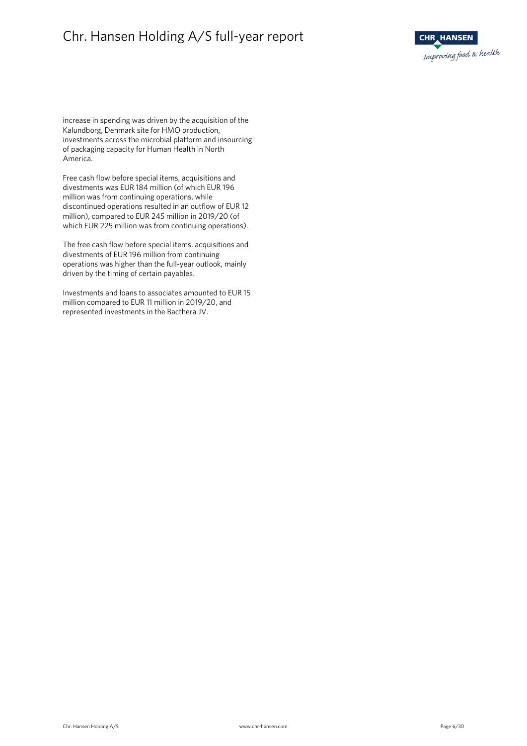increase in spending was driven by the acquisition of the Kalundborg, Denmark site for HMO production, investments across the microbial platform and insourcing of packaging capacity for Human Health in North America.

Free cash flow before special items, acquisitions and divestments was EUR 184 million (of which EUR 196 million was from continuing operations, while discontinued operations resulted in an outflow of EUR 12 million), compared to EUR 245 million in 2019/20 (of which EUR 225 million was from continuing operations).

The free cash flow before special items, acquisitions and divestments of EUR 196 million from continuing operations was higher than the full-year outlook, mainly driven by the timing of certain payables.

Investments and loans to associates amounted to EUR 15 million compared to EUR 11 million in 2019/20, and represented investments in the Bacthera JV.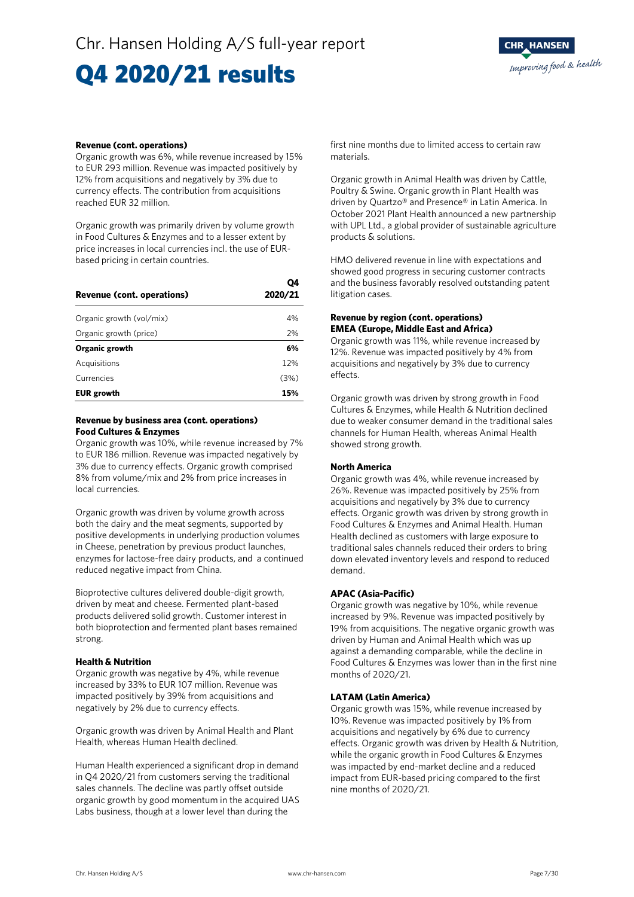# Chr. Hansen Holding A/S full-year report

# Q4 2020/21 results

**Revenue (cont. operations)**

Organic growth was 6%, while revenue increased by 15% to EUR 293 million. Revenue was impacted positively by 12% from acquisitions and negatively by 3% due to currency effects. The contribution from acquisitions reached EUR 32 million.

Organic growth was primarily driven by volume growth in Food Cultures & Enzymes and to a lesser extent by price increases in local currencies incl. the use of EUR-based pricing in certain countries.

| Revenue (cont. operations) | Q4 2020/21 |
|---|---|
| Organic growth (vol/mix) | 4% |
| Organic growth (price) | 2% |
| **Organic growth** | **6%** |
| Acquisitions | 12% |
| Currencies | (3%) |
| **EUR growth** | **15%** |

**Revenue by business area (cont. operations)**
**Food Cultures & Enzymes**

Organic growth was 10%, while revenue increased by 7% to EUR 186 million. Revenue was impacted negatively by 3% due to currency effects. Organic growth comprised 8% from volume/mix and 2% from price increases in local currencies.

Organic growth was driven by volume growth across both the dairy and the meat segments, supported by positive developments in underlying production volumes in Cheese, penetration by previous product launches, enzymes for lactose-free dairy products, and a continued reduced negative impact from China.

Bioprotective cultures delivered double-digit growth, driven by meat and cheese. Fermented plant-based products delivered solid growth. Customer interest in both bioprotection and fermented plant bases remained strong.

**Health & Nutrition**

Organic growth was negative by 4%, while revenue increased by 33% to EUR 107 million. Revenue was impacted positively by 39% from acquisitions and negatively by 2% due to currency effects.

Organic growth was driven by Animal Health and Plant Health, whereas Human Health declined.

Human Health experienced a significant drop in demand in Q4 2020/21 from customers serving the traditional sales channels. The decline was partly offset outside organic growth by good momentum in the acquired UAS Labs business, though at a lower level than during the first nine months due to limited access to certain raw materials.

Organic growth in Animal Health was driven by Cattle, Poultry & Swine. Organic growth in Plant Health was driven by Quartzo® and Presence® in Latin America. In October 2021 Plant Health announced a new partnership with UPL Ltd., a global provider of sustainable agriculture products & solutions.

HMO delivered revenue in line with expectations and showed good progress in securing customer contracts and the business favorably resolved outstanding patent litigation cases.

**Revenue by region (cont. operations)**
**EMEA (Europe, Middle East and Africa)**

Organic growth was 11%, while revenue increased by 12%. Revenue was impacted positively by 4% from acquisitions and negatively by 3% due to currency effects.

Organic growth was driven by strong growth in Food Cultures & Enzymes, while Health & Nutrition declined due to weaker consumer demand in the traditional sales channels for Human Health, whereas Animal Health showed strong growth.

**North America**

Organic growth was 4%, while revenue increased by 26%. Revenue was impacted positively by 25% from acquisitions and negatively by 3% due to currency effects. Organic growth was driven by strong growth in Food Cultures & Enzymes and Animal Health. Human Health declined as customers with large exposure to traditional sales channels reduced their orders to bring down elevated inventory levels and respond to reduced demand.

**APAC (Asia-Pacific)**

Organic growth was negative by 10%, while revenue increased by 9%. Revenue was impacted positively by 19% from acquisitions. The negative organic growth was driven by Human and Animal Health which was up against a demanding comparable, while the decline in Food Cultures & Enzymes was lower than in the first nine months of 2020/21.

**LATAM (Latin America)**

Organic growth was 15%, while revenue increased by 10%. Revenue was impacted positively by 1% from acquisitions and negatively by 6% due to currency effects. Organic growth was driven by Health & Nutrition, while the organic growth in Food Cultures & Enzymes was impacted by end-market decline and a reduced impact from EUR-based pricing compared to the first nine months of 2020/21.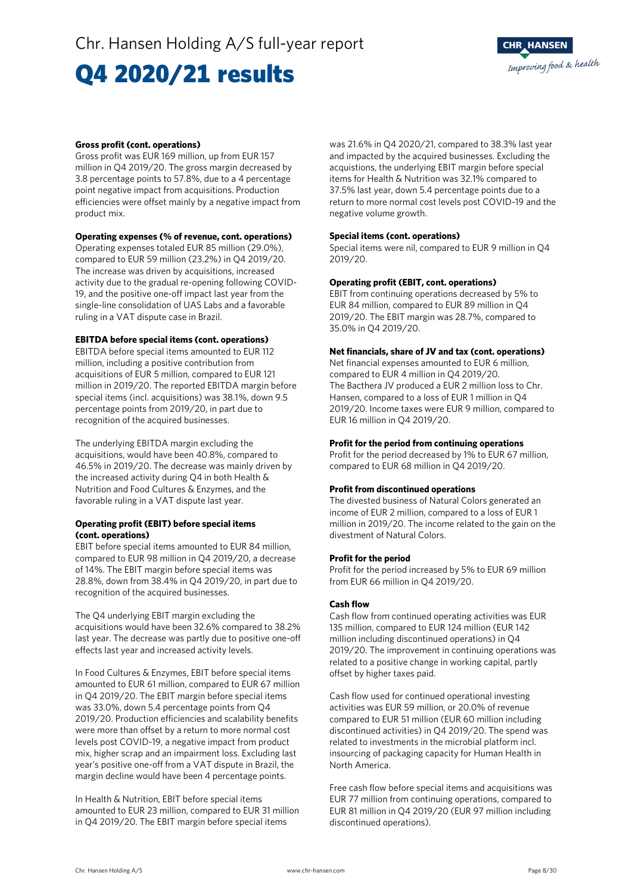### Gross profit (cont. operations)

Gross profit was EUR 169 million, up from EUR 157 million in Q4 2019/20. The gross margin decreased by 3.8 percentage points to 57.8%, due to a 4 percentage point negative impact from acquisitions. Production efficiencies were offset mainly by a negative impact from product mix.

### Operating expenses (% of revenue, cont. operations)

Operating expenses totaled EUR 85 million (29.0%), compared to EUR 59 million (23.2%) in Q4 2019/20. The increase was driven by acquisitions, increased activity due to the gradual re-opening following COVID-19, and the positive one-off impact last year from the single-line consolidation of UAS Labs and a favorable ruling in a VAT dispute case in Brazil.

### EBITDA before special items (cont. operations)

EBITDA before special items amounted to EUR 112 million, including a positive contribution from acquisitions of EUR 5 million, compared to EUR 121 million in 2019/20. The reported EBITDA margin before special items (incl. acquisitions) was 38.1%, down 9.5 percentage points from 2019/20, in part due to recognition of the acquired businesses.

The underlying EBITDA margin excluding the acquisitions, would have been 40.8%, compared to 46.5% in 2019/20. The decrease was mainly driven by the increased activity during Q4 in both Health & Nutrition and Food Cultures & Enzymes, and the favorable ruling in a VAT dispute last year.

### Operating profit (EBIT) before special items (cont. operations)

EBIT before special items amounted to EUR 84 million, compared to EUR 98 million in Q4 2019/20, a decrease of 14%. The EBIT margin before special items was 28.8%, down from 38.4% in Q4 2019/20, in part due to recognition of the acquired businesses.

The Q4 underlying EBIT margin excluding the acquisitions would have been 32.6% compared to 38.2% last year. The decrease was partly due to positive one-off effects last year and increased activity levels.

In Food Cultures & Enzymes, EBIT before special items amounted to EUR 61 million, compared to EUR 67 million in Q4 2019/20. The EBIT margin before special items was 33.0%, down 5.4 percentage points from Q4 2019/20. Production efficiencies and scalability benefits were more than offset by a return to more normal cost levels post COVID-19, a negative impact from product mix, higher scrap and an impairment loss. Excluding last year's positive one-off from a VAT dispute in Brazil, the margin decline would have been 4 percentage points.

In Health & Nutrition, EBIT before special items amounted to EUR 23 million, compared to EUR 31 million in Q4 2019/20. The EBIT margin before special items was 21.6% in Q4 2020/21, compared to 38.3% last year and impacted by the acquired businesses. Excluding the acquistions, the underlying EBIT margin before special items for Health & Nutrition was 32.1% compared to 37.5% last year, down 5.4 percentage points due to a return to more normal cost levels post COVID-19 and the negative volume growth.

### Special items (cont. operations)

Special items were nil, compared to EUR 9 million in Q4 2019/20.

### Operating profit (EBIT, cont. operations)

EBIT from continuing operations decreased by 5% to EUR 84 million, compared to EUR 89 million in Q4 2019/20. The EBIT margin was 28.7%, compared to 35.0% in Q4 2019/20.

### Net financials, share of JV and tax (cont. operations)

Net financial expenses amounted to EUR 6 million, compared to EUR 4 million in Q4 2019/20. The Bacthera JV produced a EUR 2 million loss to Chr. Hansen, compared to a loss of EUR 1 million in Q4 2019/20. Income taxes were EUR 9 million, compared to EUR 16 million in Q4 2019/20.

### Profit for the period from continuing operations

Profit for the period decreased by 1% to EUR 67 million, compared to EUR 68 million in Q4 2019/20.

### Profit from discontinued operations

The divested business of Natural Colors generated an income of EUR 2 million, compared to a loss of EUR 1 million in 2019/20. The income related to the gain on the divestment of Natural Colors.

### Profit for the period

Profit for the period increased by 5% to EUR 69 million from EUR 66 million in Q4 2019/20.

### Cash flow

Cash flow from continued operating activities was EUR 135 million, compared to EUR 124 million (EUR 142 million including discontinued operations) in Q4 2019/20. The improvement in continuing operations was related to a positive change in working capital, partly offset by higher taxes paid.

Cash flow used for continued operational investing activities was EUR 59 million, or 20.0% of revenue compared to EUR 51 million (EUR 60 million including discontinued activities) in Q4 2019/20. The spend was related to investments in the microbial platform incl. insourcing of packaging capacity for Human Health in North America.

Free cash flow before special items and acquisitions was EUR 77 million from continuing operations, compared to EUR 81 million in Q4 2019/20 (EUR 97 million including discontinued operations).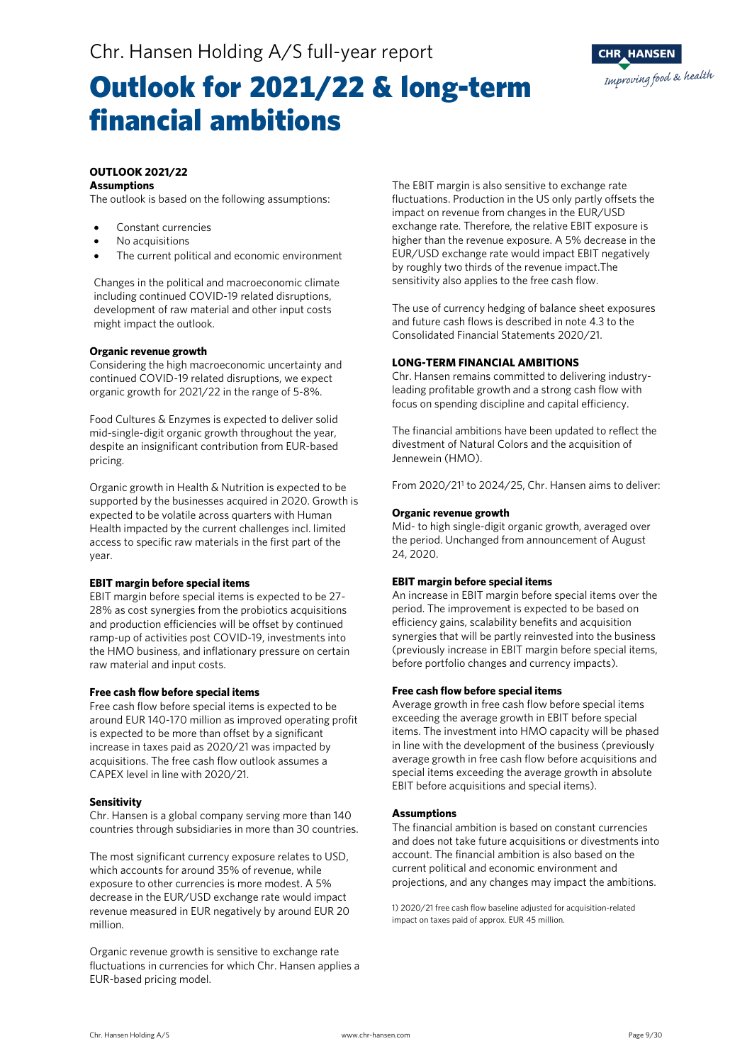# Outlook for 2021/22 & long-term financial ambitions

## OUTLOOK 2021/22

**Assumptions**

The outlook is based on the following assumptions:

- Constant currencies
- No acquisitions
- The current political and economic environment

Changes in the political and macroeconomic climate including continued COVID-19 related disruptions, development of raw material and other input costs might impact the outlook.

**Organic revenue growth**

Considering the high macroeconomic uncertainty and continued COVID-19 related disruptions, we expect organic growth for 2021/22 in the range of 5-8%.

Food Cultures & Enzymes is expected to deliver solid mid-single-digit organic growth throughout the year, despite an insignificant contribution from EUR-based pricing.

Organic growth in Health & Nutrition is expected to be supported by the businesses acquired in 2020. Growth is expected to be volatile across quarters with Human Health impacted by the current challenges incl. limited access to specific raw materials in the first part of the year.

**EBIT margin before special items**

EBIT margin before special items is expected to be 27-28% as cost synergies from the probiotics acquisitions and production efficiencies will be offset by continued ramp-up of activities post COVID-19, investments into the HMO business, and inflationary pressure on certain raw material and input costs.

**Free cash flow before special items**

Free cash flow before special items is expected to be around EUR 140-170 million as improved operating profit is expected to be more than offset by a significant increase in taxes paid as 2020/21 was impacted by acquisitions. The free cash flow outlook assumes a CAPEX level in line with 2020/21.

**Sensitivity**

Chr. Hansen is a global company serving more than 140 countries through subsidiaries in more than 30 countries.

The most significant currency exposure relates to USD, which accounts for around 35% of revenue, while exposure to other currencies is more modest. A 5% decrease in the EUR/USD exchange rate would impact revenue measured in EUR negatively by around EUR 20 million.

Organic revenue growth is sensitive to exchange rate fluctuations in currencies for which Chr. Hansen applies a EUR-based pricing model.

The EBIT margin is also sensitive to exchange rate fluctuations. Production in the US only partly offsets the impact on revenue from changes in the EUR/USD exchange rate. Therefore, the relative EBIT exposure is higher than the revenue exposure. A 5% decrease in the EUR/USD exchange rate would impact EBIT negatively by roughly two thirds of the revenue impact.The sensitivity also applies to the free cash flow.

The use of currency hedging of balance sheet exposures and future cash flows is described in note 4.3 to the Consolidated Financial Statements 2020/21.

## LONG-TERM FINANCIAL AMBITIONS

Chr. Hansen remains committed to delivering industry-leading profitable growth and a strong cash flow with focus on spending discipline and capital efficiency.

The financial ambitions have been updated to reflect the divestment of Natural Colors and the acquisition of Jennewein (HMO).

From 2020/21[1] to 2024/25, Chr. Hansen aims to deliver:

**Organic revenue growth**

Mid- to high single-digit organic growth, averaged over the period. Unchanged from announcement of August 24, 2020.

**EBIT margin before special items**

An increase in EBIT margin before special items over the period. The improvement is expected to be based on efficiency gains, scalability benefits and acquisition synergies that will be partly reinvested into the business (previously increase in EBIT margin before special items, before portfolio changes and currency impacts).

**Free cash flow before special items**

Average growth in free cash flow before special items exceeding the average growth in EBIT before special items. The investment into HMO capacity will be phased in line with the development of the business (previously average growth in free cash flow before acquisitions and special items exceeding the average growth in absolute EBIT before acquisitions and special items).

**Assumptions**

The financial ambition is based on constant currencies and does not take future acquisitions or divestments into account. The financial ambition is also based on the current political and economic environment and projections, and any changes may impact the ambitions.

1) 2020/21 free cash flow baseline adjusted for acquisition-related impact on taxes paid of approx. EUR 45 million.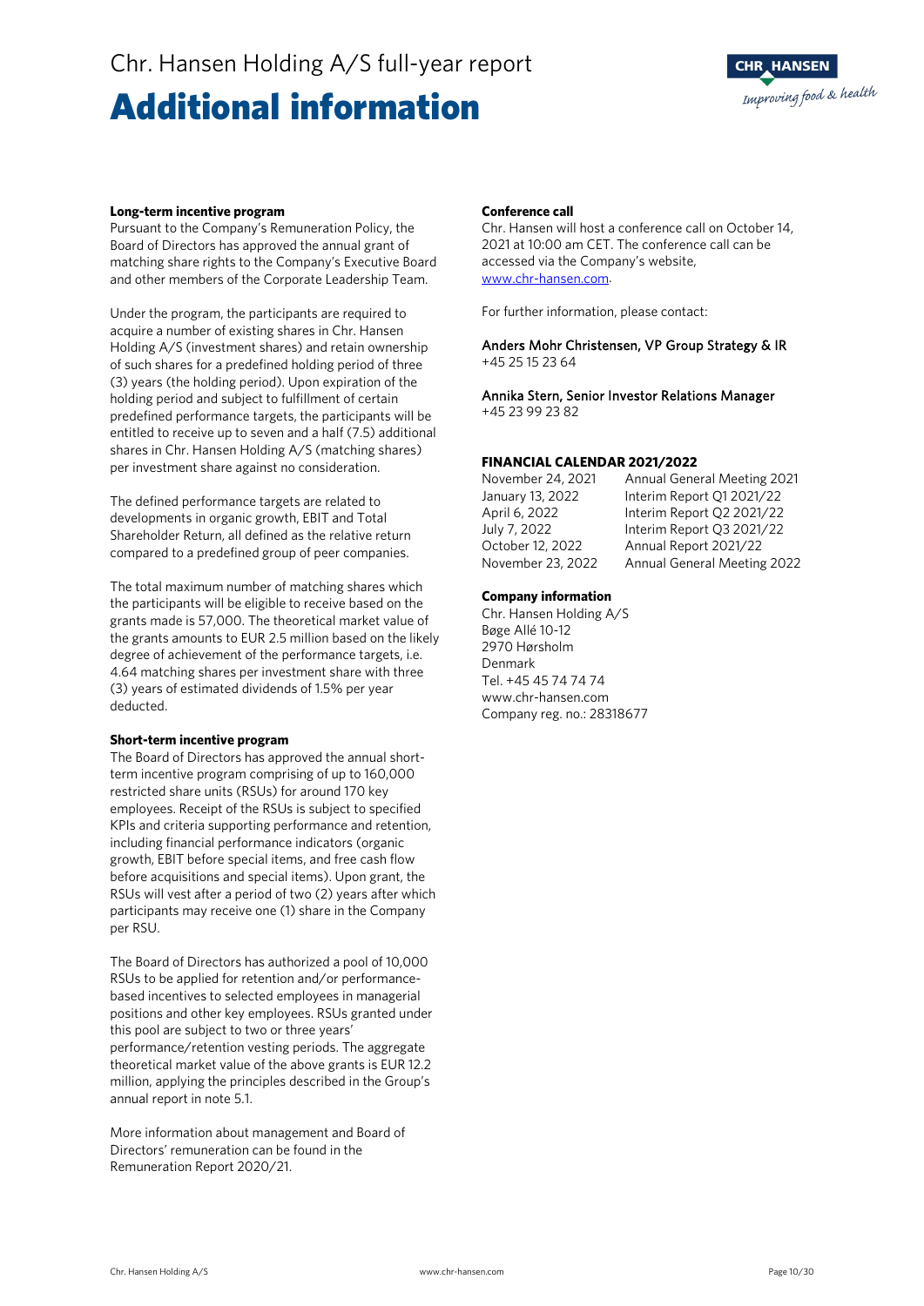# Additional information

### Long-term incentive program

Pursuant to the Company's Remuneration Policy, the Board of Directors has approved the annual grant of matching share rights to the Company's Executive Board and other members of the Corporate Leadership Team.

Under the program, the participants are required to acquire a number of existing shares in Chr. Hansen Holding A/S (investment shares) and retain ownership of such shares for a predefined holding period of three (3) years (the holding period). Upon expiration of the holding period and subject to fulfillment of certain predefined performance targets, the participants will be entitled to receive up to seven and a half (7.5) additional shares in Chr. Hansen Holding A/S (matching shares) per investment share against no consideration.

The defined performance targets are related to developments in organic growth, EBIT and Total Shareholder Return, all defined as the relative return compared to a predefined group of peer companies.

The total maximum number of matching shares which the participants will be eligible to receive based on the grants made is 57,000. The theoretical market value of the grants amounts to EUR 2.5 million based on the likely degree of achievement of the performance targets, i.e. 4.64 matching shares per investment share with three (3) years of estimated dividends of 1.5% per year deducted.

### Short-term incentive program

The Board of Directors has approved the annual short-term incentive program comprising of up to 160,000 restricted share units (RSUs) for around 170 key employees. Receipt of the RSUs is subject to specified KPIs and criteria supporting performance and retention, including financial performance indicators (organic growth, EBIT before special items, and free cash flow before acquisitions and special items). Upon grant, the RSUs will vest after a period of two (2) years after which participants may receive one (1) share in the Company per RSU.

The Board of Directors has authorized a pool of 10,000 RSUs to be applied for retention and/or performance-based incentives to selected employees in managerial positions and other key employees. RSUs granted under this pool are subject to two or three years' performance/retention vesting periods. The aggregate theoretical market value of the above grants is EUR 12.2 million, applying the principles described in the Group's annual report in note 5.1.

More information about management and Board of Directors' remuneration can be found in the Remuneration Report 2020/21.

### Conference call

Chr. Hansen will host a conference call on October 14, 2021 at 10:00 am CET. The conference call can be accessed via the Company's website, www.chr-hansen.com.

For further information, please contact:

Anders Mohr Christensen, VP Group Strategy & IR
+45 25 15 23 64

Annika Stern, Senior Investor Relations Manager
+45 23 99 23 82

### FINANCIAL CALENDAR 2021/2022

| | |
|---|---|
| November 24, 2021 | Annual General Meeting 2021 |
| January 13, 2022 | Interim Report Q1 2021/22 |
| April 6, 2022 | Interim Report Q2 2021/22 |
| July 7, 2022 | Interim Report Q3 2021/22 |
| October 12, 2022 | Annual Report 2021/22 |
| November 23, 2022 | Annual General Meeting 2022 |

### Company information

Chr. Hansen Holding A/S
Bøge Allé 10-12
2970 Hørsholm
Denmark
Tel. +45 45 74 74 74
www.chr-hansen.com
Company reg. no.: 28318677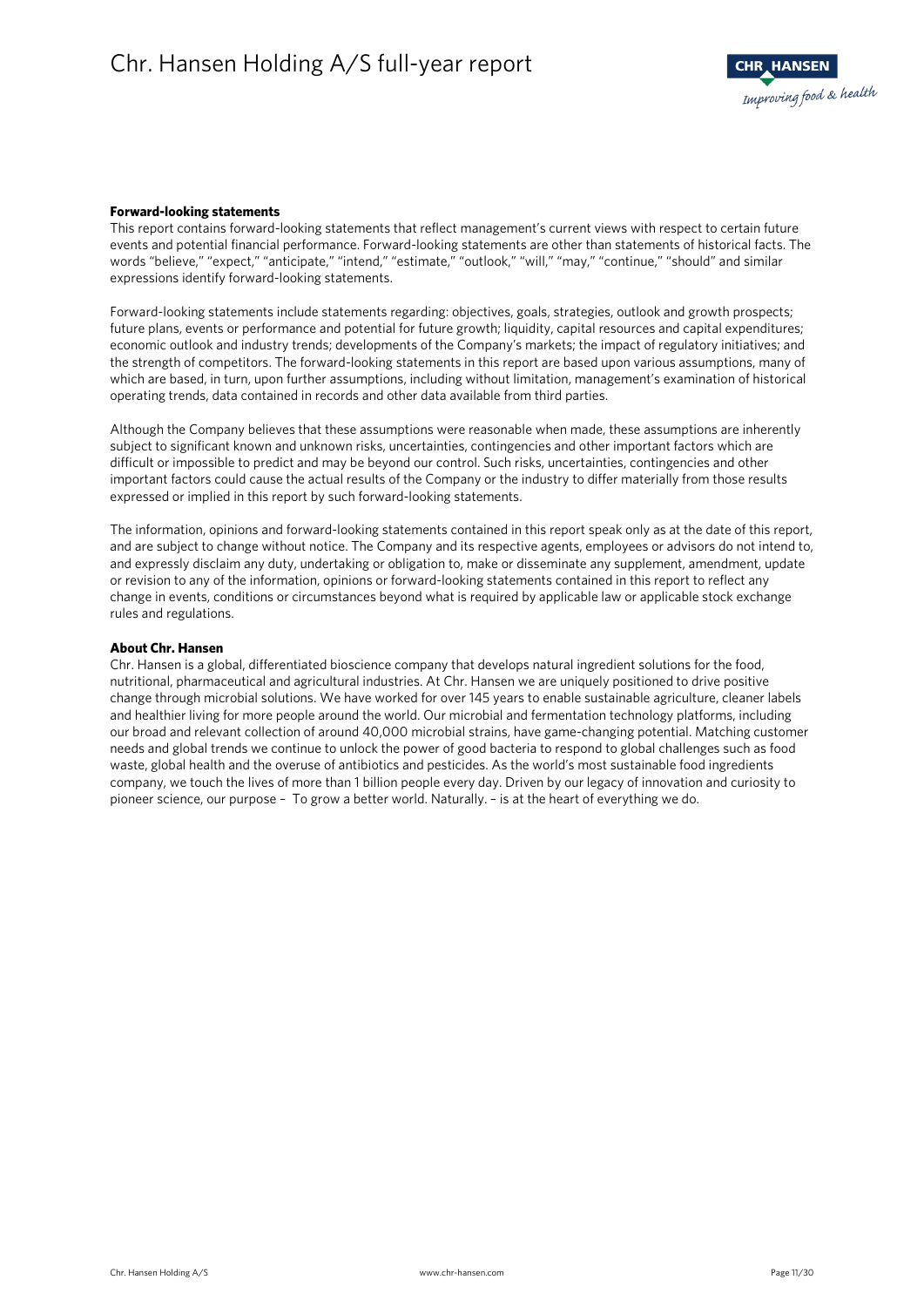**Forward-looking statements**

This report contains forward-looking statements that reflect management's current views with respect to certain future events and potential financial performance. Forward-looking statements are other than statements of historical facts. The words "believe," "expect," "anticipate," "intend," "estimate," "outlook," "will," "may," "continue," "should" and similar expressions identify forward-looking statements.

Forward-looking statements include statements regarding: objectives, goals, strategies, outlook and growth prospects; future plans, events or performance and potential for future growth; liquidity, capital resources and capital expenditures; economic outlook and industry trends; developments of the Company's markets; the impact of regulatory initiatives; and the strength of competitors. The forward-looking statements in this report are based upon various assumptions, many of which are based, in turn, upon further assumptions, including without limitation, management's examination of historical operating trends, data contained in records and other data available from third parties.

Although the Company believes that these assumptions were reasonable when made, these assumptions are inherently subject to significant known and unknown risks, uncertainties, contingencies and other important factors which are difficult or impossible to predict and may be beyond our control. Such risks, uncertainties, contingencies and other important factors could cause the actual results of the Company or the industry to differ materially from those results expressed or implied in this report by such forward-looking statements.

The information, opinions and forward-looking statements contained in this report speak only as at the date of this report, and are subject to change without notice. The Company and its respective agents, employees or advisors do not intend to, and expressly disclaim any duty, undertaking or obligation to, make or disseminate any supplement, amendment, update or revision to any of the information, opinions or forward-looking statements contained in this report to reflect any change in events, conditions or circumstances beyond what is required by applicable law or applicable stock exchange rules and regulations.

**About Chr. Hansen**

Chr. Hansen is a global, differentiated bioscience company that develops natural ingredient solutions for the food, nutritional, pharmaceutical and agricultural industries. At Chr. Hansen we are uniquely positioned to drive positive change through microbial solutions. We have worked for over 145 years to enable sustainable agriculture, cleaner labels and healthier living for more people around the world. Our microbial and fermentation technology platforms, including our broad and relevant collection of around 40,000 microbial strains, have game-changing potential. Matching customer needs and global trends we continue to unlock the power of good bacteria to respond to global challenges such as food waste, global health and the overuse of antibiotics and pesticides. As the world's most sustainable food ingredients company, we touch the lives of more than 1 billion people every day. Driven by our legacy of innovation and curiosity to pioneer science, our purpose – To grow a better world. Naturally. – is at the heart of everything we do.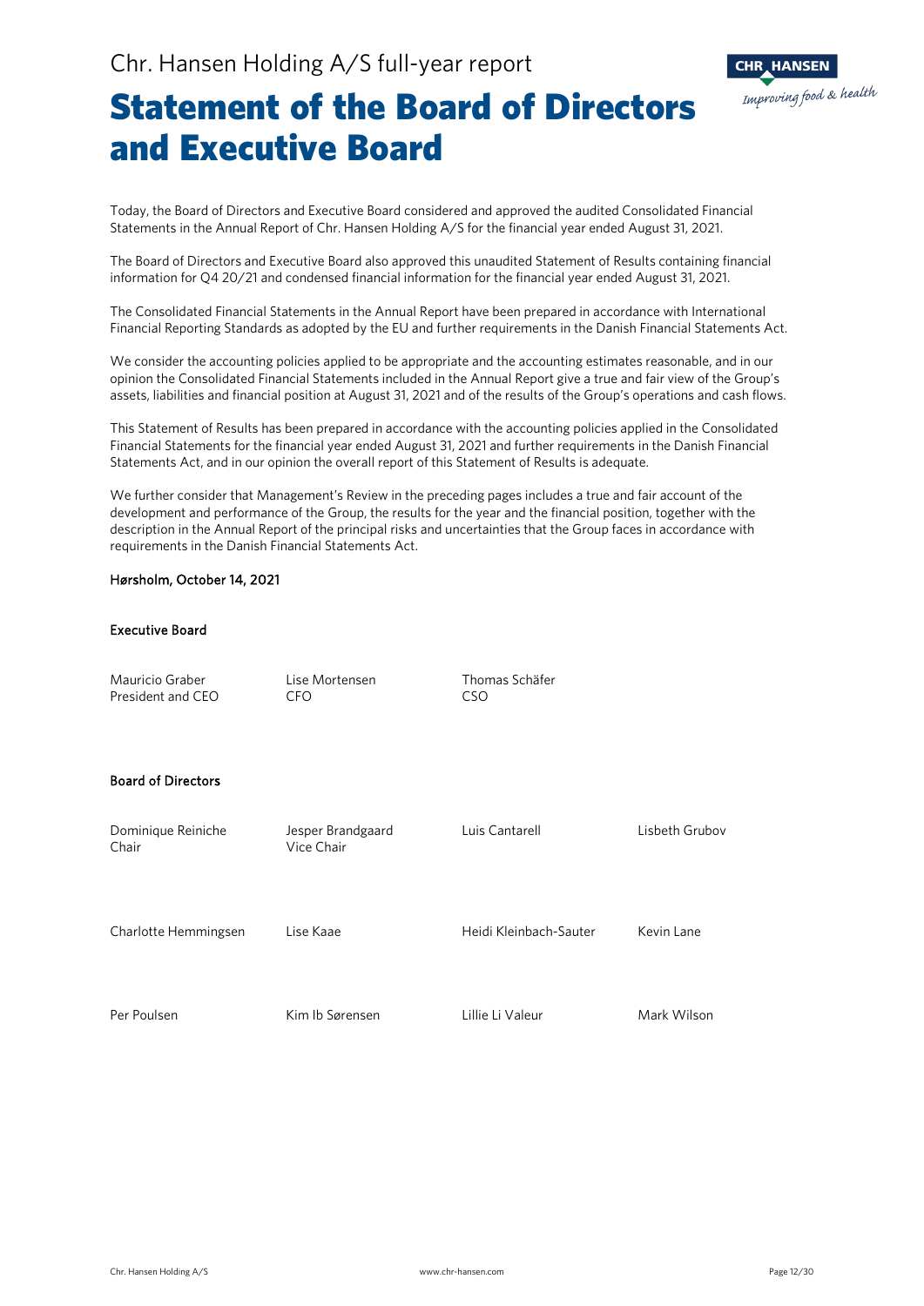# Statement of the Board of Directors and Executive Board

Today, the Board of Directors and Executive Board considered and approved the audited Consolidated Financial Statements in the Annual Report of Chr. Hansen Holding A/S for the financial year ended August 31, 2021.

The Board of Directors and Executive Board also approved this unaudited Statement of Results containing financial information for Q4 20/21 and condensed financial information for the financial year ended August 31, 2021.

The Consolidated Financial Statements in the Annual Report have been prepared in accordance with International Financial Reporting Standards as adopted by the EU and further requirements in the Danish Financial Statements Act.

We consider the accounting policies applied to be appropriate and the accounting estimates reasonable, and in our opinion the Consolidated Financial Statements included in the Annual Report give a true and fair view of the Group's assets, liabilities and financial position at August 31, 2021 and of the results of the Group's operations and cash flows.

This Statement of Results has been prepared in accordance with the accounting policies applied in the Consolidated Financial Statements for the financial year ended August 31, 2021 and further requirements in the Danish Financial Statements Act, and in our opinion the overall report of this Statement of Results is adequate.

We further consider that Management's Review in the preceding pages includes a true and fair account of the development and performance of the Group, the results for the year and the financial position, together with the description in the Annual Report of the principal risks and uncertainties that the Group faces in accordance with requirements in the Danish Financial Statements Act.

**Hørsholm, October 14, 2021**

**Executive Board**

| | | |
|---|---|---|
| Mauricio Graber<br>President and CEO | Lise Mortensen<br>CFO | Thomas Schäfer<br>CSO |

**Board of Directors**

| | | | |
|---|---|---|---|
| Dominique Reiniche<br>Chair | Jesper Brandgaard<br>Vice Chair | Luis Cantarell | Lisbeth Grubov |
| Charlotte Hemmingsen | Lise Kaae | Heidi Kleinbach-Sauter | Kevin Lane |
| Per Poulsen | Kim Ib Sørensen | Lillie Li Valeur | Mark Wilson |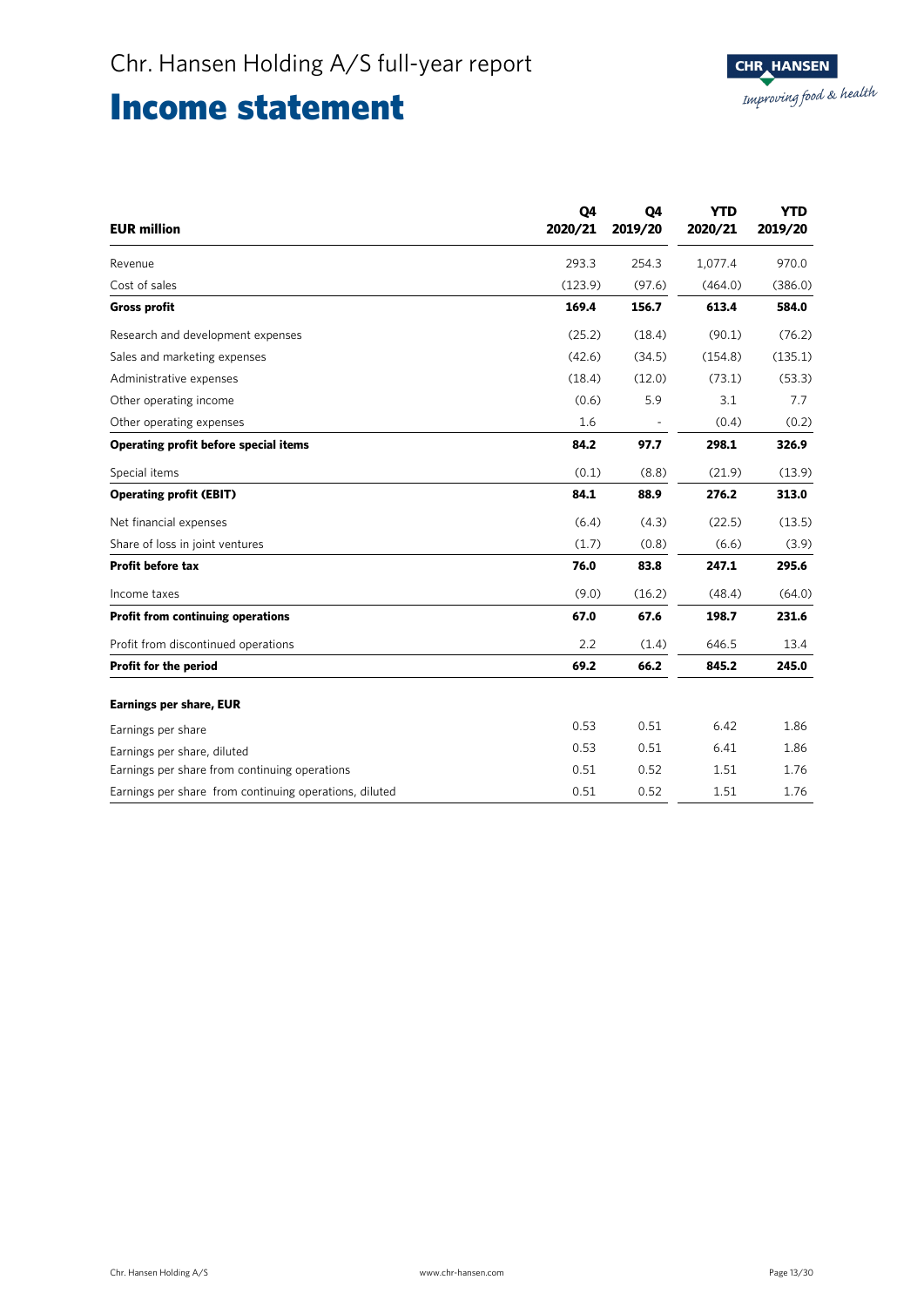# Income statement

| EUR million | Q4 2020/21 | Q4 2019/20 | YTD 2020/21 | YTD 2019/20 |
|---|---|---|---|---|
| Revenue | 293.3 | 254.3 | 1,077.4 | 970.0 |
| Cost of sales | (123.9) | (97.6) | (464.0) | (386.0) |
| **Gross profit** | **169.4** | **156.7** | **613.4** | **584.0** |
| Research and development expenses | (25.2) | (18.4) | (90.1) | (76.2) |
| Sales and marketing expenses | (42.6) | (34.5) | (154.8) | (135.1) |
| Administrative expenses | (18.4) | (12.0) | (73.1) | (53.3) |
| Other operating income | (0.6) | 5.9 | 3.1 | 7.7 |
| Other operating expenses | 1.6 | - | (0.4) | (0.2) |
| **Operating profit before special items** | **84.2** | **97.7** | **298.1** | **326.9** |
| Special items | (0.1) | (8.8) | (21.9) | (13.9) |
| **Operating profit (EBIT)** | **84.1** | **88.9** | **276.2** | **313.0** |
| Net financial expenses | (6.4) | (4.3) | (22.5) | (13.5) |
| Share of loss in joint ventures | (1.7) | (0.8) | (6.6) | (3.9) |
| **Profit before tax** | **76.0** | **83.8** | **247.1** | **295.6** |
| Income taxes | (9.0) | (16.2) | (48.4) | (64.0) |
| **Profit from continuing operations** | **67.0** | **67.6** | **198.7** | **231.6** |
| Profit from discontinued operations | 2.2 | (1.4) | 646.5 | 13.4 |
| **Profit for the period** | **69.2** | **66.2** | **845.2** | **245.0** |
| **Earnings per share, EUR** | | | | |
| Earnings per share | 0.53 | 0.51 | 6.42 | 1.86 |
| Earnings per share, diluted | 0.53 | 0.51 | 6.41 | 1.86 |
| Earnings per share from continuing operations | 0.51 | 0.52 | 1.51 | 1.76 |
| Earnings per share from continuing operations, diluted | 0.51 | 0.52 | 1.51 | 1.76 |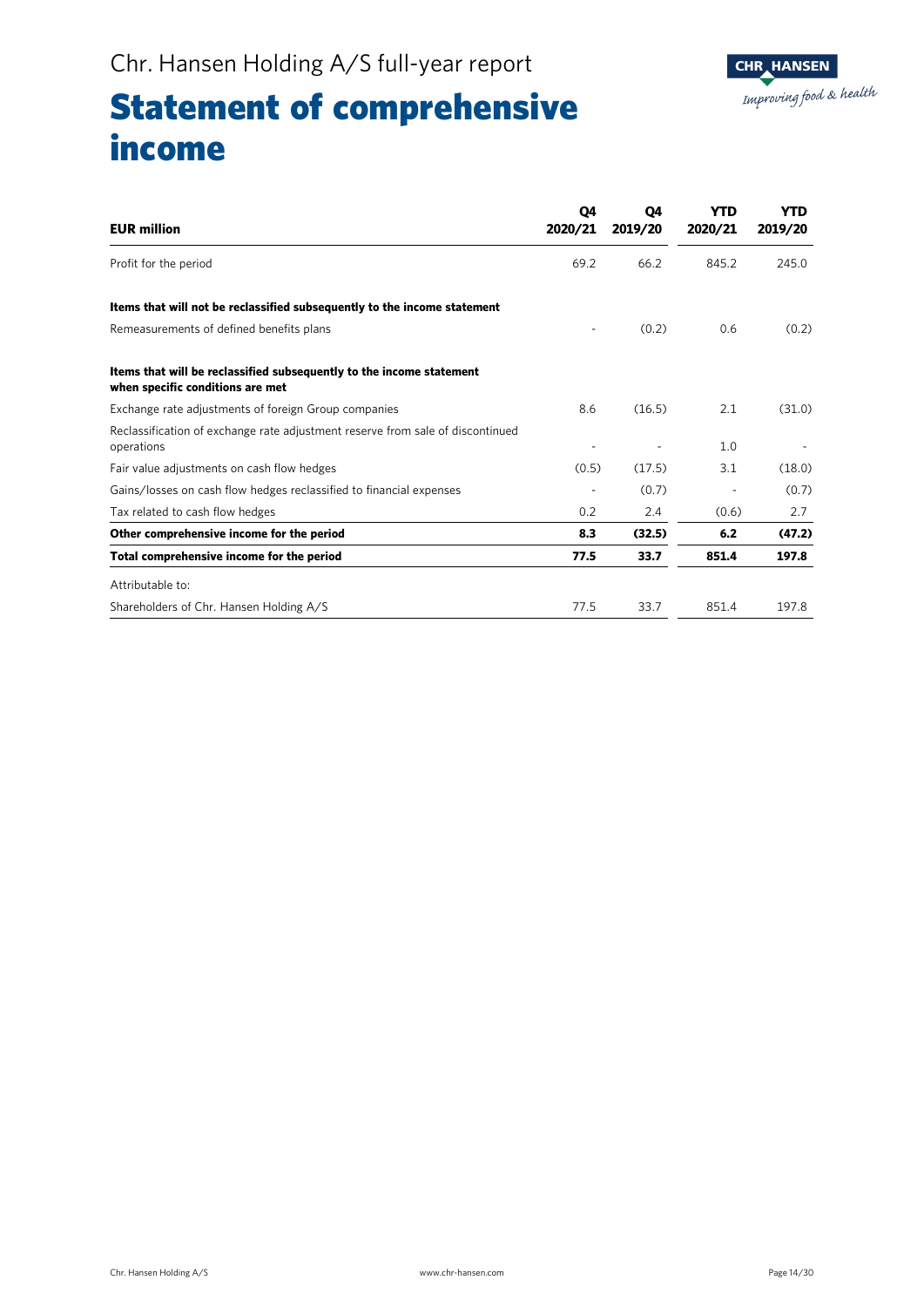# Statement of comprehensive income

| EUR million | Q4 2020/21 | Q4 2019/20 | YTD 2020/21 | YTD 2019/20 |
|---|---|---|---|---|
| Profit for the period | 69.2 | 66.2 | 845.2 | 245.0 |
| **Items that will not be reclassified subsequently to the income statement** | | | | |
| Remeasurements of defined benefits plans | - | (0.2) | 0.6 | (0.2) |
| **Items that will be reclassified subsequently to the income statement when specific conditions are met** | | | | |
| Exchange rate adjustments of foreign Group companies | 8.6 | (16.5) | 2.1 | (31.0) |
| Reclassification of exchange rate adjustment reserve from sale of discontinued operations | - | - | 1.0 | - |
| Fair value adjustments on cash flow hedges | (0.5) | (17.5) | 3.1 | (18.0) |
| Gains/losses on cash flow hedges reclassified to financial expenses | - | (0.7) | - | (0.7) |
| Tax related to cash flow hedges | 0.2 | 2.4 | (0.6) | 2.7 |
| **Other comprehensive income for the period** | **8.3** | **(32.5)** | **6.2** | **(47.2)** |
| **Total comprehensive income for the period** | **77.5** | **33.7** | **851.4** | **197.8** |
| Attributable to: | | | | |
| Shareholders of Chr. Hansen Holding A/S | 77.5 | 33.7 | 851.4 | 197.8 |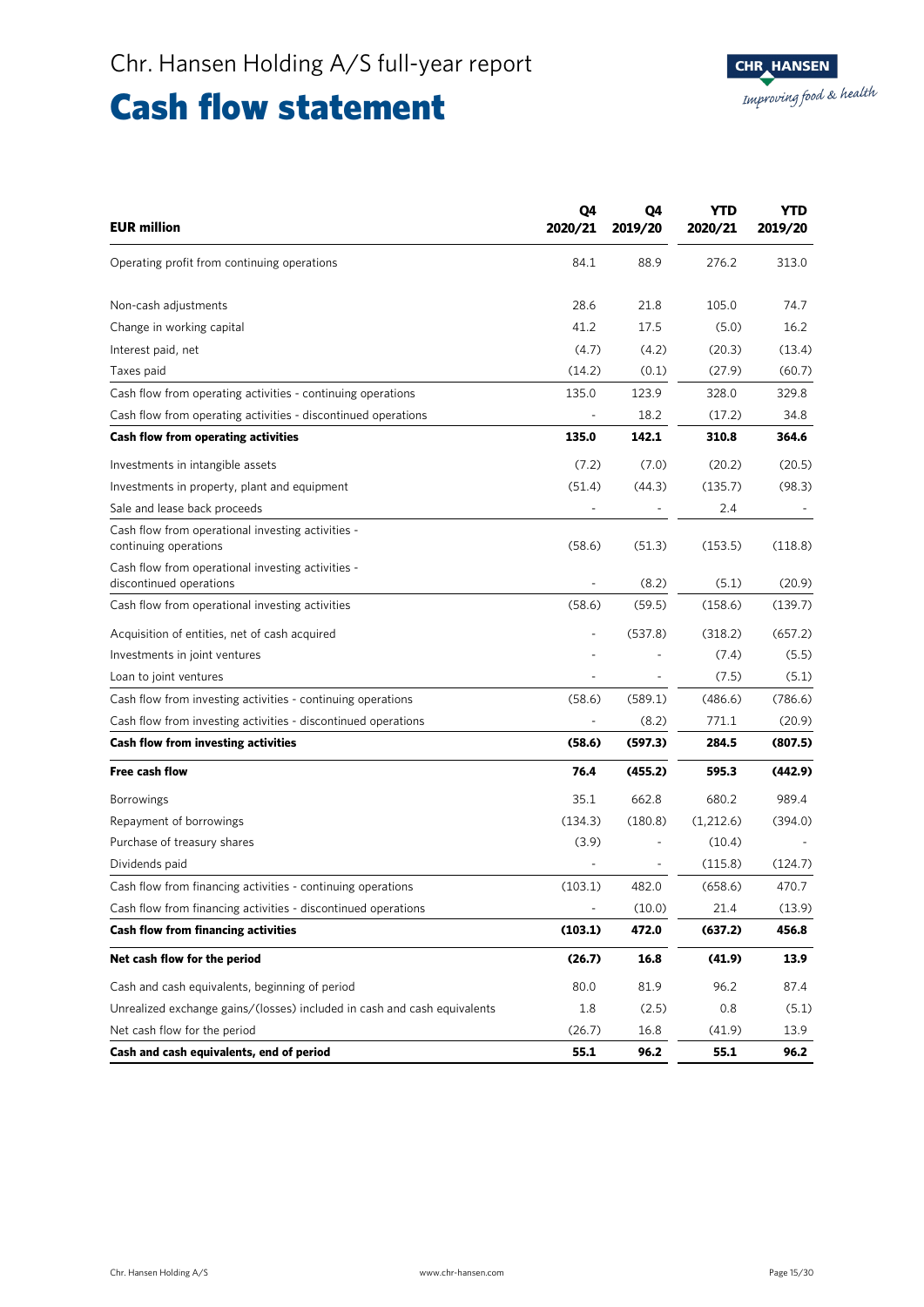# Cash flow statement

| EUR million | Q4 2020/21 | Q4 2019/20 | YTD 2020/21 | YTD 2019/20 |
|---|---|---|---|---|
| Operating profit from continuing operations | 84.1 | 88.9 | 276.2 | 313.0 |
| Non-cash adjustments | 28.6 | 21.8 | 105.0 | 74.7 |
| Change in working capital | 41.2 | 17.5 | (5.0) | 16.2 |
| Interest paid, net | (4.7) | (4.2) | (20.3) | (13.4) |
| Taxes paid | (14.2) | (0.1) | (27.9) | (60.7) |
| Cash flow from operating activities - continuing operations | 135.0 | 123.9 | 328.0 | 329.8 |
| Cash flow from operating activities - discontinued operations | - | 18.2 | (17.2) | 34.8 |
| **Cash flow from operating activities** | **135.0** | **142.1** | **310.8** | **364.6** |
| Investments in intangible assets | (7.2) | (7.0) | (20.2) | (20.5) |
| Investments in property, plant and equipment | (51.4) | (44.3) | (135.7) | (98.3) |
| Sale and lease back proceeds | - | - | 2.4 | - |
| Cash flow from operational investing activities - continuing operations | (58.6) | (51.3) | (153.5) | (118.8) |
| Cash flow from operational investing activities - discontinued operations | - | (8.2) | (5.1) | (20.9) |
| Cash flow from operational investing activities | (58.6) | (59.5) | (158.6) | (139.7) |
| Acquisition of entities, net of cash acquired | - | (537.8) | (318.2) | (657.2) |
| Investments in joint ventures | - | - | (7.4) | (5.5) |
| Loan to joint ventures | - | - | (7.5) | (5.1) |
| Cash flow from investing activities - continuing operations | (58.6) | (589.1) | (486.6) | (786.6) |
| Cash flow from investing activities - discontinued operations | - | (8.2) | 771.1 | (20.9) |
| **Cash flow from investing activities** | **(58.6)** | **(597.3)** | **284.5** | **(807.5)** |
| **Free cash flow** | **76.4** | **(455.2)** | **595.3** | **(442.9)** |
| Borrowings | 35.1 | 662.8 | 680.2 | 989.4 |
| Repayment of borrowings | (134.3) | (180.8) | (1,212.6) | (394.0) |
| Purchase of treasury shares | (3.9) | - | (10.4) | - |
| Dividends paid | - | - | (115.8) | (124.7) |
| Cash flow from financing activities - continuing operations | (103.1) | 482.0 | (658.6) | 470.7 |
| Cash flow from financing activities - discontinued operations | - | (10.0) | 21.4 | (13.9) |
| **Cash flow from financing activities** | **(103.1)** | **472.0** | **(637.2)** | **456.8** |
| **Net cash flow for the period** | **(26.7)** | **16.8** | **(41.9)** | **13.9** |
| Cash and cash equivalents, beginning of period | 80.0 | 81.9 | 96.2 | 87.4 |
| Unrealized exchange gains/(losses) included in cash and cash equivalents | 1.8 | (2.5) | 0.8 | (5.1) |
| Net cash flow for the period | (26.7) | 16.8 | (41.9) | 13.9 |
| **Cash and cash equivalents, end of period** | **55.1** | **96.2** | **55.1** | **96.2** |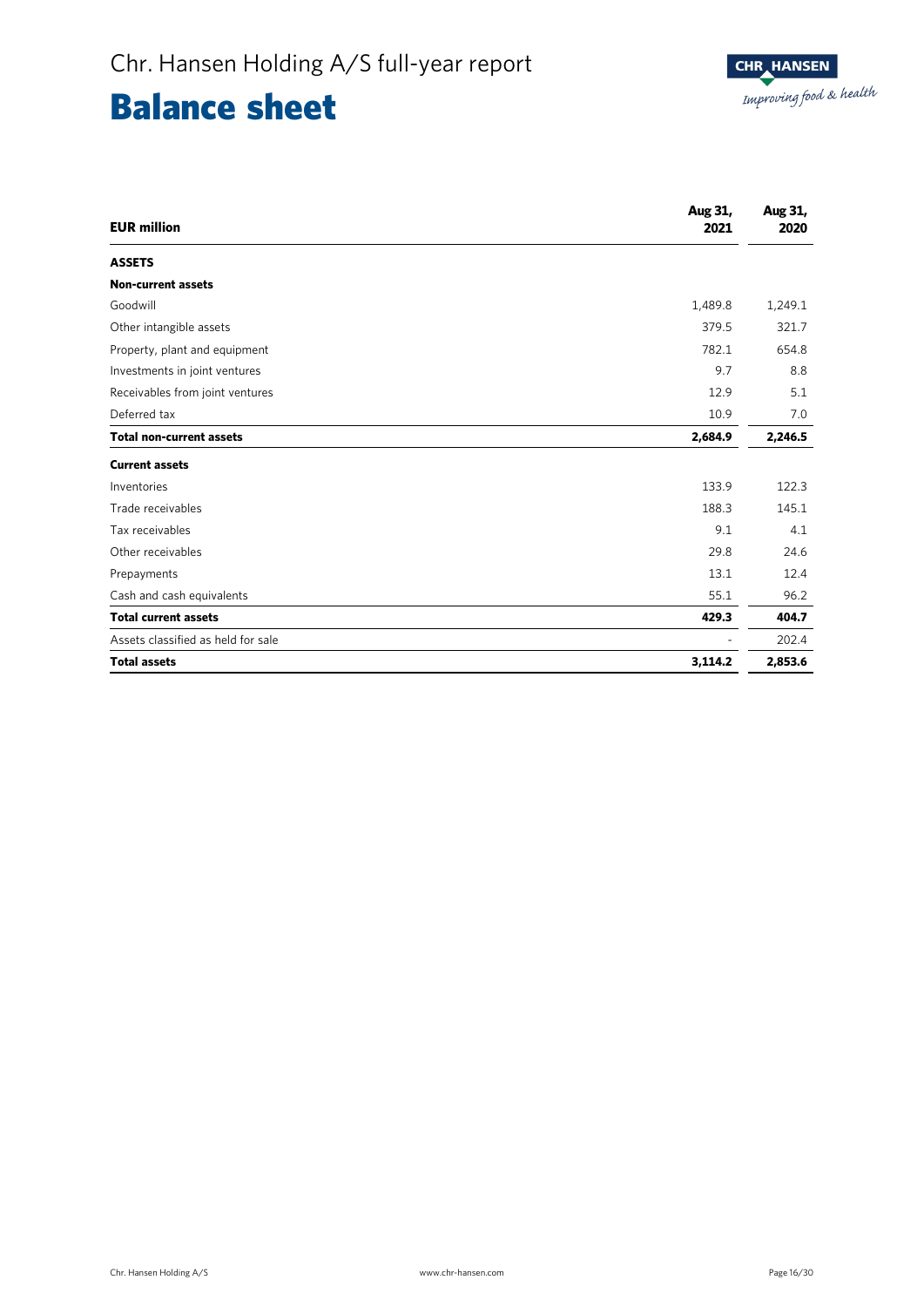# Chr. Hansen Holding A/S full-year report

# Balance sheet

| EUR million | Aug 31, 2021 | Aug 31, 2020 |
|---|---|---|
| **ASSETS** | | |
| **Non-current assets** | | |
| Goodwill | 1,489.8 | 1,249.1 |
| Other intangible assets | 379.5 | 321.7 |
| Property, plant and equipment | 782.1 | 654.8 |
| Investments in joint ventures | 9.7 | 8.8 |
| Receivables from joint ventures | 12.9 | 5.1 |
| Deferred tax | 10.9 | 7.0 |
| **Total non-current assets** | **2,684.9** | **2,246.5** |
| **Current assets** | | |
| Inventories | 133.9 | 122.3 |
| Trade receivables | 188.3 | 145.1 |
| Tax receivables | 9.1 | 4.1 |
| Other receivables | 29.8 | 24.6 |
| Prepayments | 13.1 | 12.4 |
| Cash and cash equivalents | 55.1 | 96.2 |
| **Total current assets** | **429.3** | **404.7** |
| Assets classified as held for sale | - | 202.4 |
| **Total assets** | **3,114.2** | **2,853.6** |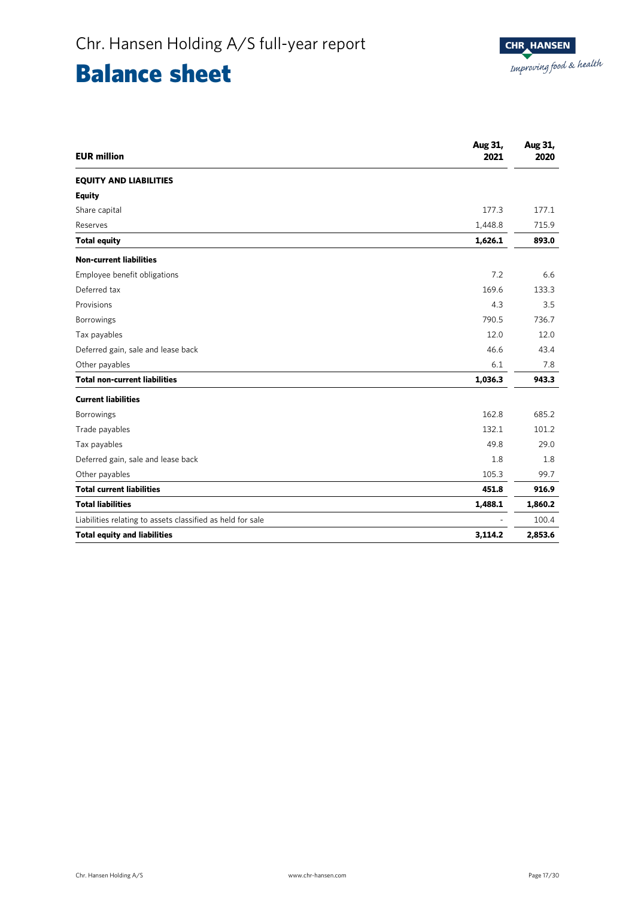# Chr. Hansen Holding A/S full-year report

# Balance sheet

| EUR million | Aug 31, 2021 | Aug 31, 2020 |
|---|---|---|
| **EQUITY AND LIABILITIES** | | |
| **Equity** | | |
| Share capital | 177.3 | 177.1 |
| Reserves | 1,448.8 | 715.9 |
| **Total equity** | **1,626.1** | **893.0** |
| **Non-current liabilities** | | |
| Employee benefit obligations | 7.2 | 6.6 |
| Deferred tax | 169.6 | 133.3 |
| Provisions | 4.3 | 3.5 |
| Borrowings | 790.5 | 736.7 |
| Tax payables | 12.0 | 12.0 |
| Deferred gain, sale and lease back | 46.6 | 43.4 |
| Other payables | 6.1 | 7.8 |
| **Total non-current liabilities** | **1,036.3** | **943.3** |
| **Current liabilities** | | |
| Borrowings | 162.8 | 685.2 |
| Trade payables | 132.1 | 101.2 |
| Tax payables | 49.8 | 29.0 |
| Deferred gain, sale and lease back | 1.8 | 1.8 |
| Other payables | 105.3 | 99.7 |
| **Total current liabilities** | **451.8** | **916.9** |
| **Total liabilities** | **1,488.1** | **1,860.2** |
| Liabilities relating to assets classified as held for sale | - | 100.4 |
| **Total equity and liabilities** | **3,114.2** | **2,853.6** |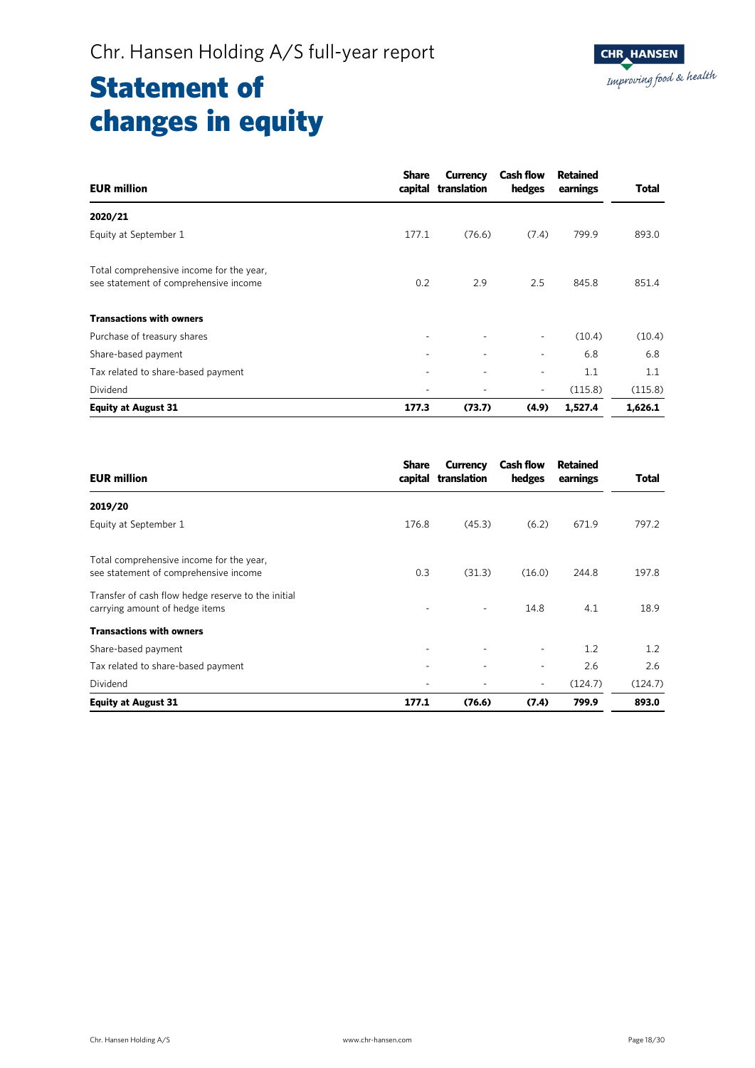# Statement of changes in equity

| EUR million | Share capital | Currency translation | Cash flow hedges | Retained earnings | Total |
|---|---|---|---|---|---|
| **2020/21** | | | | | |
| Equity at September 1 | 177.1 | (76.6) | (7.4) | 799.9 | 893.0 |
| Total comprehensive income for the year, see statement of comprehensive income | 0.2 | 2.9 | 2.5 | 845.8 | 851.4 |
| **Transactions with owners** | | | | | |
| Purchase of treasury shares | - | - | - | (10.4) | (10.4) |
| Share-based payment | - | - | - | 6.8 | 6.8 |
| Tax related to share-based payment | - | - | - | 1.1 | 1.1 |
| Dividend | - | - | - | (115.8) | (115.8) |
| **Equity at August 31** | **177.3** | **(73.7)** | **(4.9)** | **1,527.4** | **1,626.1** |

| EUR million | Share capital | Currency translation | Cash flow hedges | Retained earnings | Total |
|---|---|---|---|---|---|
| **2019/20** | | | | | |
| Equity at September 1 | 176.8 | (45.3) | (6.2) | 671.9 | 797.2 |
| Total comprehensive income for the year, see statement of comprehensive income | 0.3 | (31.3) | (16.0) | 244.8 | 197.8 |
| Transfer of cash flow hedge reserve to the initial carrying amount of hedge items | - | - | 14.8 | 4.1 | 18.9 |
| **Transactions with owners** | | | | | |
| Share-based payment | - | - | - | 1.2 | 1.2 |
| Tax related to share-based payment | - | - | - | 2.6 | 2.6 |
| Dividend | - | - | - | (124.7) | (124.7) |
| **Equity at August 31** | **177.1** | **(76.6)** | **(7.4)** | **799.9** | **893.0** |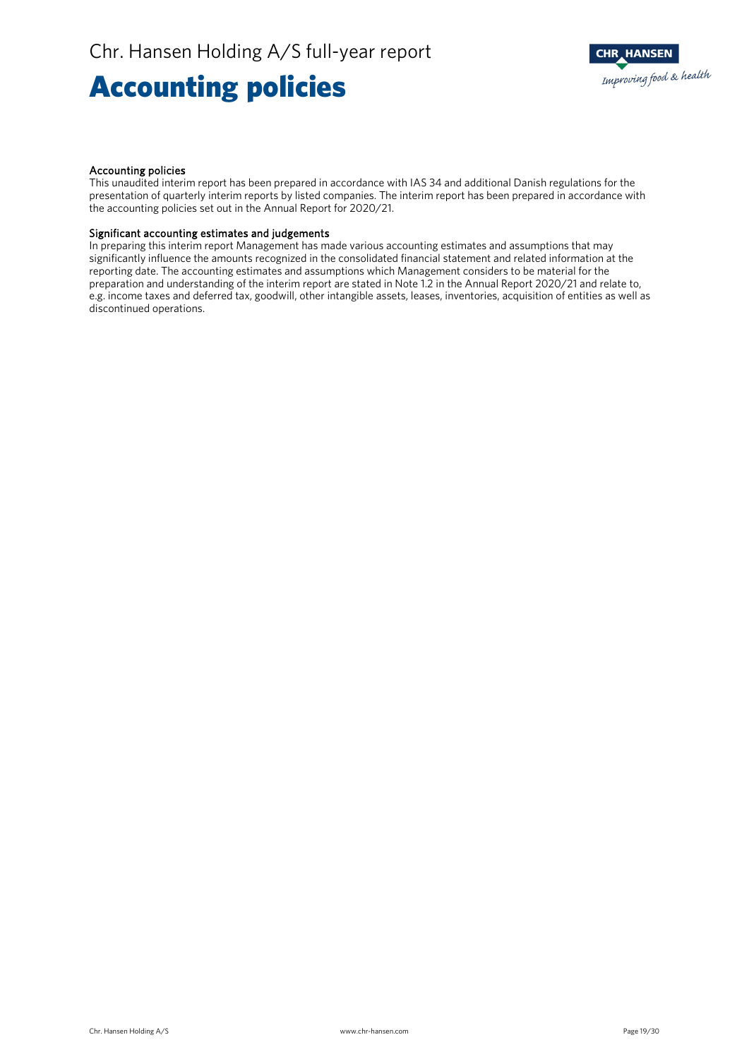# Accounting policies

### Accounting policies

This unaudited interim report has been prepared in accordance with IAS 34 and additional Danish regulations for the presentation of quarterly interim reports by listed companies. The interim report has been prepared in accordance with the accounting policies set out in the Annual Report for 2020/21.

### Significant accounting estimates and judgements

In preparing this interim report Management has made various accounting estimates and assumptions that may significantly influence the amounts recognized in the consolidated financial statement and related information at the reporting date. The accounting estimates and assumptions which Management considers to be material for the preparation and understanding of the interim report are stated in Note 1.2 in the Annual Report 2020/21 and relate to, e.g. income taxes and deferred tax, goodwill, other intangible assets, leases, inventories, acquisition of entities as well as discontinued operations.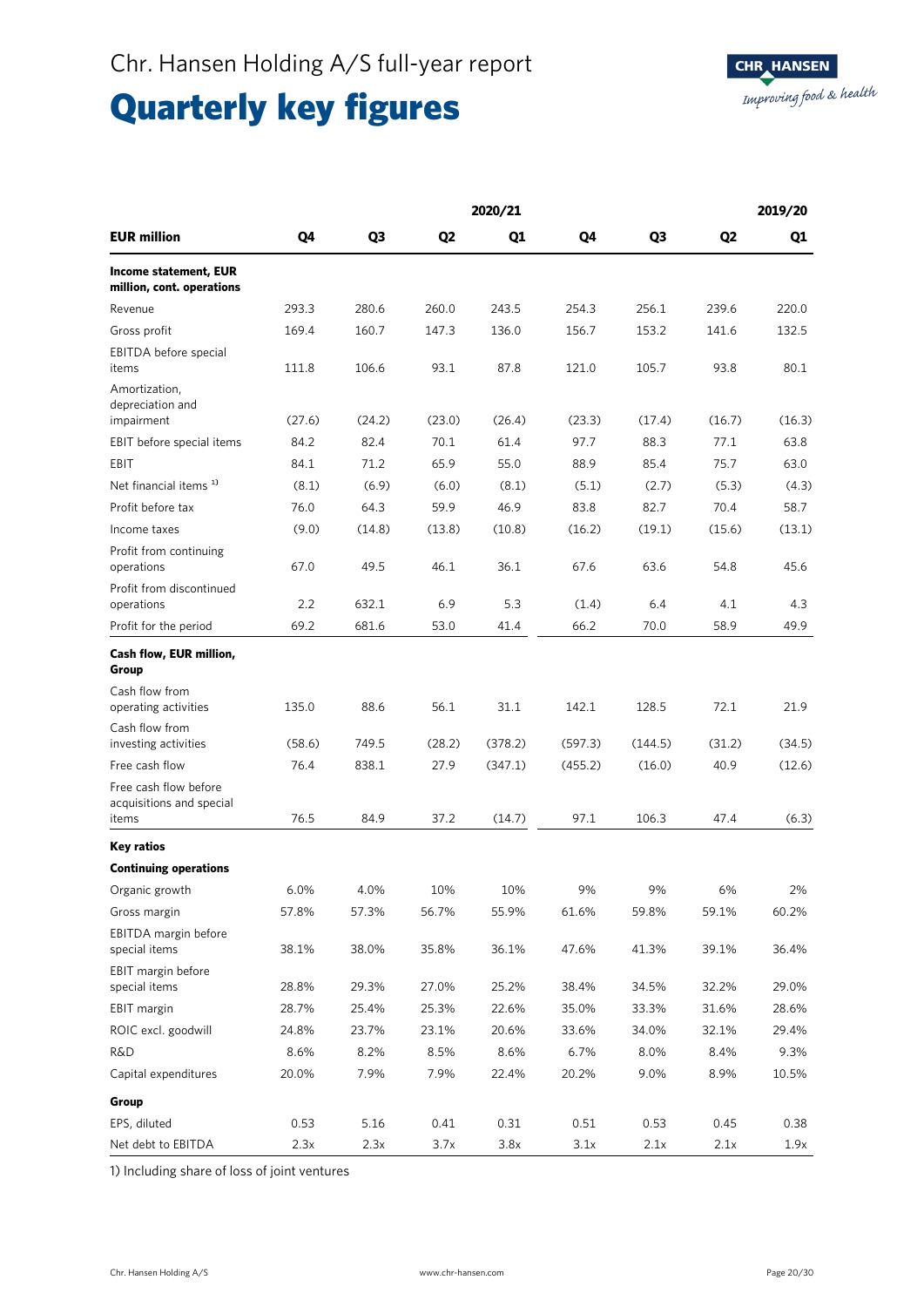# Chr. Hansen Holding A/S full-year report

# Quarterly key figures

| | 2020/21 | | | | 2019/20 | | | |
|---|---|---|---|---|---|---|---|---|
| **EUR million** | **Q4** | **Q3** | **Q2** | **Q1** | **Q4** | **Q3** | **Q2** | **Q1** |
| **Income statement, EUR million, cont. operations** | | | | | | | | |
| Revenue | 293.3 | 280.6 | 260.0 | 243.5 | 254.3 | 256.1 | 239.6 | 220.0 |
| Gross profit | 169.4 | 160.7 | 147.3 | 136.0 | 156.7 | 153.2 | 141.6 | 132.5 |
| EBITDA before special items | 111.8 | 106.6 | 93.1 | 87.8 | 121.0 | 105.7 | 93.8 | 80.1 |
| Amortization, depreciation and impairment | (27.6) | (24.2) | (23.0) | (26.4) | (23.3) | (17.4) | (16.7) | (16.3) |
| EBIT before special items | 84.2 | 82.4 | 70.1 | 61.4 | 97.7 | 88.3 | 77.1 | 63.8 |
| EBIT | 84.1 | 71.2 | 65.9 | 55.0 | 88.9 | 85.4 | 75.7 | 63.0 |
| Net financial items [1] | (8.1) | (6.9) | (6.0) | (8.1) | (5.1) | (2.7) | (5.3) | (4.3) |
| Profit before tax | 76.0 | 64.3 | 59.9 | 46.9 | 83.8 | 82.7 | 70.4 | 58.7 |
| Income taxes | (9.0) | (14.8) | (13.8) | (10.8) | (16.2) | (19.1) | (15.6) | (13.1) |
| Profit from continuing operations | 67.0 | 49.5 | 46.1 | 36.1 | 67.6 | 63.6 | 54.8 | 45.6 |
| Profit from discontinued operations | 2.2 | 632.1 | 6.9 | 5.3 | (1.4) | 6.4 | 4.1 | 4.3 |
| Profit for the period | 69.2 | 681.6 | 53.0 | 41.4 | 66.2 | 70.0 | 58.9 | 49.9 |
| **Cash flow, EUR million, Group** | | | | | | | | |
| Cash flow from operating activities | 135.0 | 88.6 | 56.1 | 31.1 | 142.1 | 128.5 | 72.1 | 21.9 |
| Cash flow from investing activities | (58.6) | 749.5 | (28.2) | (378.2) | (597.3) | (144.5) | (31.2) | (34.5) |
| Free cash flow | 76.4 | 838.1 | 27.9 | (347.1) | (455.2) | (16.0) | 40.9 | (12.6) |
| Free cash flow before acquisitions and special items | 76.5 | 84.9 | 37.2 | (14.7) | 97.1 | 106.3 | 47.4 | (6.3) |
| **Key ratios** | | | | | | | | |
| **Continuing operations** | | | | | | | | |
| Organic growth | 6.0% | 4.0% | 10% | 10% | 9% | 9% | 6% | 2% |
| Gross margin | 57.8% | 57.3% | 56.7% | 55.9% | 61.6% | 59.8% | 59.1% | 60.2% |
| EBITDA margin before special items | 38.1% | 38.0% | 35.8% | 36.1% | 47.6% | 41.3% | 39.1% | 36.4% |
| EBIT margin before special items | 28.8% | 29.3% | 27.0% | 25.2% | 38.4% | 34.5% | 32.2% | 29.0% |
| EBIT margin | 28.7% | 25.4% | 25.3% | 22.6% | 35.0% | 33.3% | 31.6% | 28.6% |
| ROIC excl. goodwill | 24.8% | 23.7% | 23.1% | 20.6% | 33.6% | 34.0% | 32.1% | 29.4% |
| R&D | 8.6% | 8.2% | 8.5% | 8.6% | 6.7% | 8.0% | 8.4% | 9.3% |
| Capital expenditures | 20.0% | 7.9% | 7.9% | 22.4% | 20.2% | 9.0% | 8.9% | 10.5% |
| **Group** | | | | | | | | |
| EPS, diluted | 0.53 | 5.16 | 0.41 | 0.31 | 0.51 | 0.53 | 0.45 | 0.38 |
| Net debt to EBITDA | 2.3x | 2.3x | 3.7x | 3.8x | 3.1x | 2.1x | 2.1x | 1.9x |

1) Including share of loss of joint ventures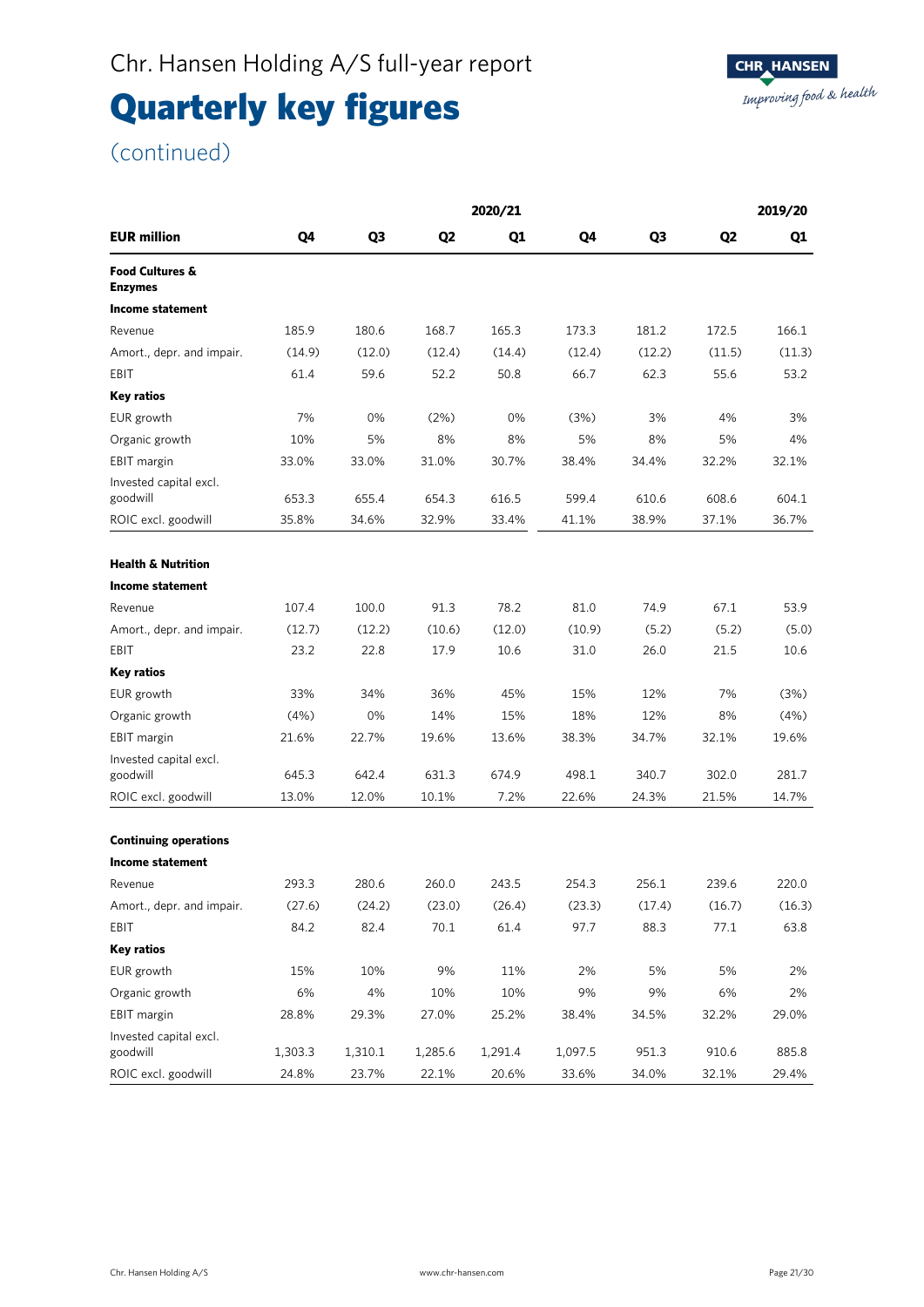# Quarterly key figures

(continued)

| EUR million | 2020/21 Q4 | 2020/21 Q3 | 2020/21 Q2 | 2020/21 Q1 | 2019/20 Q4 | 2019/20 Q3 | 2019/20 Q2 | 2019/20 Q1 |
|---|---|---|---|---|---|---|---|---|
| **Food Cultures & Enzymes** | | | | | | | | |
| **Income statement** | | | | | | | | |
| Revenue | 185.9 | 180.6 | 168.7 | 165.3 | 173.3 | 181.2 | 172.5 | 166.1 |
| Amort., depr. and impair. | (14.9) | (12.0) | (12.4) | (14.4) | (12.4) | (12.2) | (11.5) | (11.3) |
| EBIT | 61.4 | 59.6 | 52.2 | 50.8 | 66.7 | 62.3 | 55.6 | 53.2 |
| **Key ratios** | | | | | | | | |
| EUR growth | 7% | 0% | (2%) | 0% | (3%) | 3% | 4% | 3% |
| Organic growth | 10% | 5% | 8% | 8% | 5% | 8% | 5% | 4% |
| EBIT margin | 33.0% | 33.0% | 31.0% | 30.7% | 38.4% | 34.4% | 32.2% | 32.1% |
| Invested capital excl. goodwill | 653.3 | 655.4 | 654.3 | 616.5 | 599.4 | 610.6 | 608.6 | 604.1 |
| ROIC excl. goodwill | 35.8% | 34.6% | 32.9% | 33.4% | 41.1% | 38.9% | 37.1% | 36.7% |
| **Health & Nutrition** | | | | | | | | |
| **Income statement** | | | | | | | | |
| Revenue | 107.4 | 100.0 | 91.3 | 78.2 | 81.0 | 74.9 | 67.1 | 53.9 |
| Amort., depr. and impair. | (12.7) | (12.2) | (10.6) | (12.0) | (10.9) | (5.2) | (5.2) | (5.0) |
| EBIT | 23.2 | 22.8 | 17.9 | 10.6 | 31.0 | 26.0 | 21.5 | 10.6 |
| **Key ratios** | | | | | | | | |
| EUR growth | 33% | 34% | 36% | 45% | 15% | 12% | 7% | (3%) |
| Organic growth | (4%) | 0% | 14% | 15% | 18% | 12% | 8% | (4%) |
| EBIT margin | 21.6% | 22.7% | 19.6% | 13.6% | 38.3% | 34.7% | 32.1% | 19.6% |
| Invested capital excl. goodwill | 645.3 | 642.4 | 631.3 | 674.9 | 498.1 | 340.7 | 302.0 | 281.7 |
| ROIC excl. goodwill | 13.0% | 12.0% | 10.1% | 7.2% | 22.6% | 24.3% | 21.5% | 14.7% |
| **Continuing operations** | | | | | | | | |
| **Income statement** | | | | | | | | |
| Revenue | 293.3 | 280.6 | 260.0 | 243.5 | 254.3 | 256.1 | 239.6 | 220.0 |
| Amort., depr. and impair. | (27.6) | (24.2) | (23.0) | (26.4) | (23.3) | (17.4) | (16.7) | (16.3) |
| EBIT | 84.2 | 82.4 | 70.1 | 61.4 | 97.7 | 88.3 | 77.1 | 63.8 |
| **Key ratios** | | | | | | | | |
| EUR growth | 15% | 10% | 9% | 11% | 2% | 5% | 5% | 2% |
| Organic growth | 6% | 4% | 10% | 10% | 9% | 9% | 6% | 2% |
| EBIT margin | 28.8% | 29.3% | 27.0% | 25.2% | 38.4% | 34.5% | 32.2% | 29.0% |
| Invested capital excl. goodwill | 1,303.3 | 1,310.1 | 1,285.6 | 1,291.4 | 1,097.5 | 951.3 | 910.6 | 885.8 |
| ROIC excl. goodwill | 24.8% | 23.7% | 22.1% | 20.6% | 33.6% | 34.0% | 32.1% | 29.4% |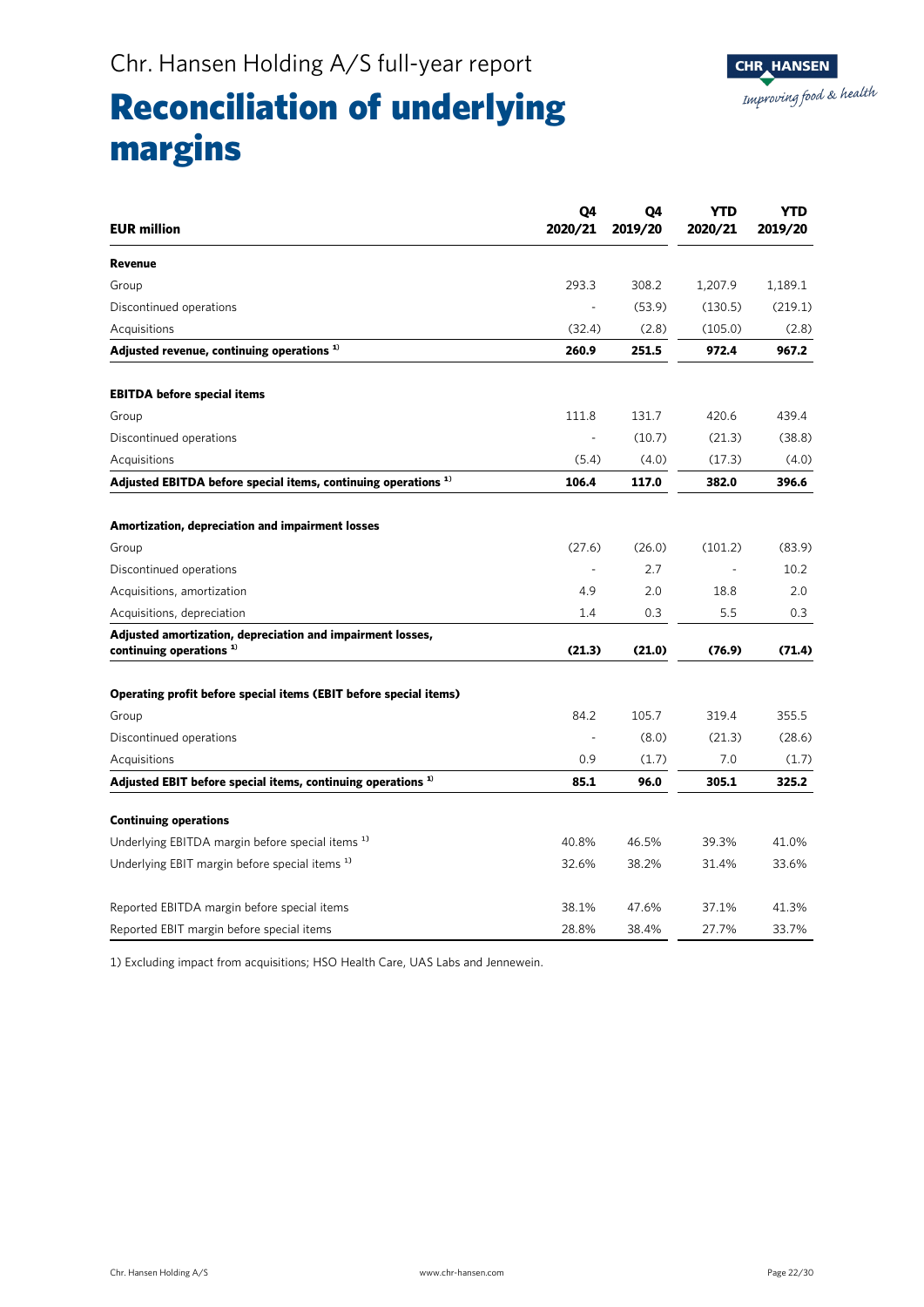# Reconciliation of underlying margins

| EUR million | Q4 2020/21 | Q4 2019/20 | YTD 2020/21 | YTD 2019/20 |
|---|---|---|---|---|
| **Revenue** | | | | |
| Group | 293.3 | 308.2 | 1,207.9 | 1,189.1 |
| Discontinued operations | - | (53.9) | (130.5) | (219.1) |
| Acquisitions | (32.4) | (2.8) | (105.0) | (2.8) |
| **Adjusted revenue, continuing operations [1]** | **260.9** | **251.5** | **972.4** | **967.2** |
| | | | | |
| **EBITDA before special items** | | | | |
| Group | 111.8 | 131.7 | 420.6 | 439.4 |
| Discontinued operations | - | (10.7) | (21.3) | (38.8) |
| Acquisitions | (5.4) | (4.0) | (17.3) | (4.0) |
| **Adjusted EBITDA before special items, continuing operations [1]** | **106.4** | **117.0** | **382.0** | **396.6** |
| | | | | |
| **Amortization, depreciation and impairment losses** | | | | |
| Group | (27.6) | (26.0) | (101.2) | (83.9) |
| Discontinued operations | - | 2.7 | - | 10.2 |
| Acquisitions, amortization | 4.9 | 2.0 | 18.8 | 2.0 |
| Acquisitions, depreciation | 1.4 | 0.3 | 5.5 | 0.3 |
| **Adjusted amortization, depreciation and impairment losses, continuing operations [1]** | **(21.3)** | **(21.0)** | **(76.9)** | **(71.4)** |
| | | | | |
| **Operating profit before special items (EBIT before special items)** | | | | |
| Group | 84.2 | 105.7 | 319.4 | 355.5 |
| Discontinued operations | - | (8.0) | (21.3) | (28.6) |
| Acquisitions | 0.9 | (1.7) | 7.0 | (1.7) |
| **Adjusted EBIT before special items, continuing operations [1]** | **85.1** | **96.0** | **305.1** | **325.2** |
| | | | | |
| **Continuing operations** | | | | |
| Underlying EBITDA margin before special items [1] | 40.8% | 46.5% | 39.3% | 41.0% |
| Underlying EBIT margin before special items [1] | 32.6% | 38.2% | 31.4% | 33.6% |
| | | | | |
| Reported EBITDA margin before special items | 38.1% | 47.6% | 37.1% | 41.3% |
| Reported EBIT margin before special items | 28.8% | 38.4% | 27.7% | 33.7% |

1) Excluding impact from acquisitions; HSO Health Care, UAS Labs and Jennewein.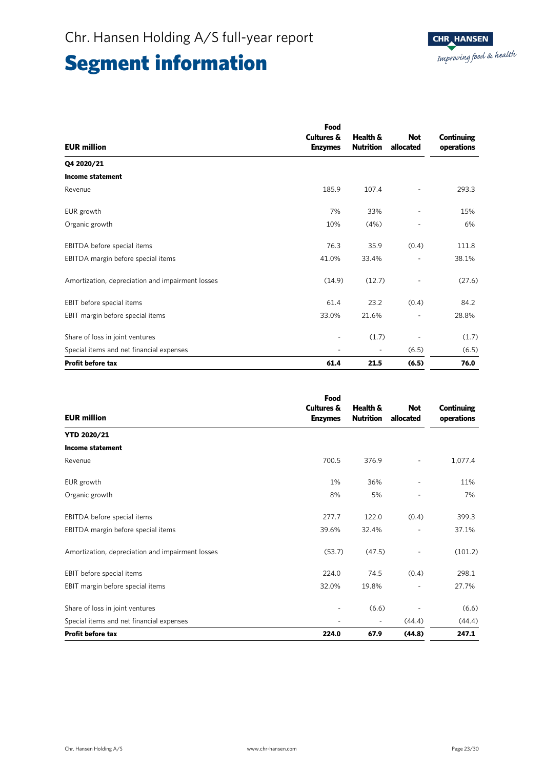# Segment information

| EUR million | Food Cultures & Enzymes | Health & Nutrition | Not allocated | Continuing operations |
|---|---|---|---|---|
| **Q4 2020/21** | | | | |
| **Income statement** | | | | |
| Revenue | 185.9 | 107.4 | - | 293.3 |
| EUR growth | 7% | 33% | - | 15% |
| Organic growth | 10% | (4%) | - | 6% |
| EBITDA before special items | 76.3 | 35.9 | (0.4) | 111.8 |
| EBITDA margin before special items | 41.0% | 33.4% | - | 38.1% |
| Amortization, depreciation and impairment losses | (14.9) | (12.7) | - | (27.6) |
| EBIT before special items | 61.4 | 23.2 | (0.4) | 84.2 |
| EBIT margin before special items | 33.0% | 21.6% | - | 28.8% |
| Share of loss in joint ventures | - | (1.7) | - | (1.7) |
| Special items and net financial expenses | - | - | (6.5) | (6.5) |
| **Profit before tax** | **61.4** | **21.5** | **(6.5)** | **76.0** |

| EUR million | Food Cultures & Enzymes | Health & Nutrition | Not allocated | Continuing operations |
|---|---|---|---|---|
| **YTD 2020/21** | | | | |
| **Income statement** | | | | |
| Revenue | 700.5 | 376.9 | - | 1,077.4 |
| EUR growth | 1% | 36% | - | 11% |
| Organic growth | 8% | 5% | - | 7% |
| EBITDA before special items | 277.7 | 122.0 | (0.4) | 399.3 |
| EBITDA margin before special items | 39.6% | 32.4% | - | 37.1% |
| Amortization, depreciation and impairment losses | (53.7) | (47.5) | - | (101.2) |
| EBIT before special items | 224.0 | 74.5 | (0.4) | 298.1 |
| EBIT margin before special items | 32.0% | 19.8% | - | 27.7% |
| Share of loss in joint ventures | - | (6.6) | - | (6.6) |
| Special items and net financial expenses | - | - | (44.4) | (44.4) |
| **Profit before tax** | **224.0** | **67.9** | **(44.8)** | **247.1** |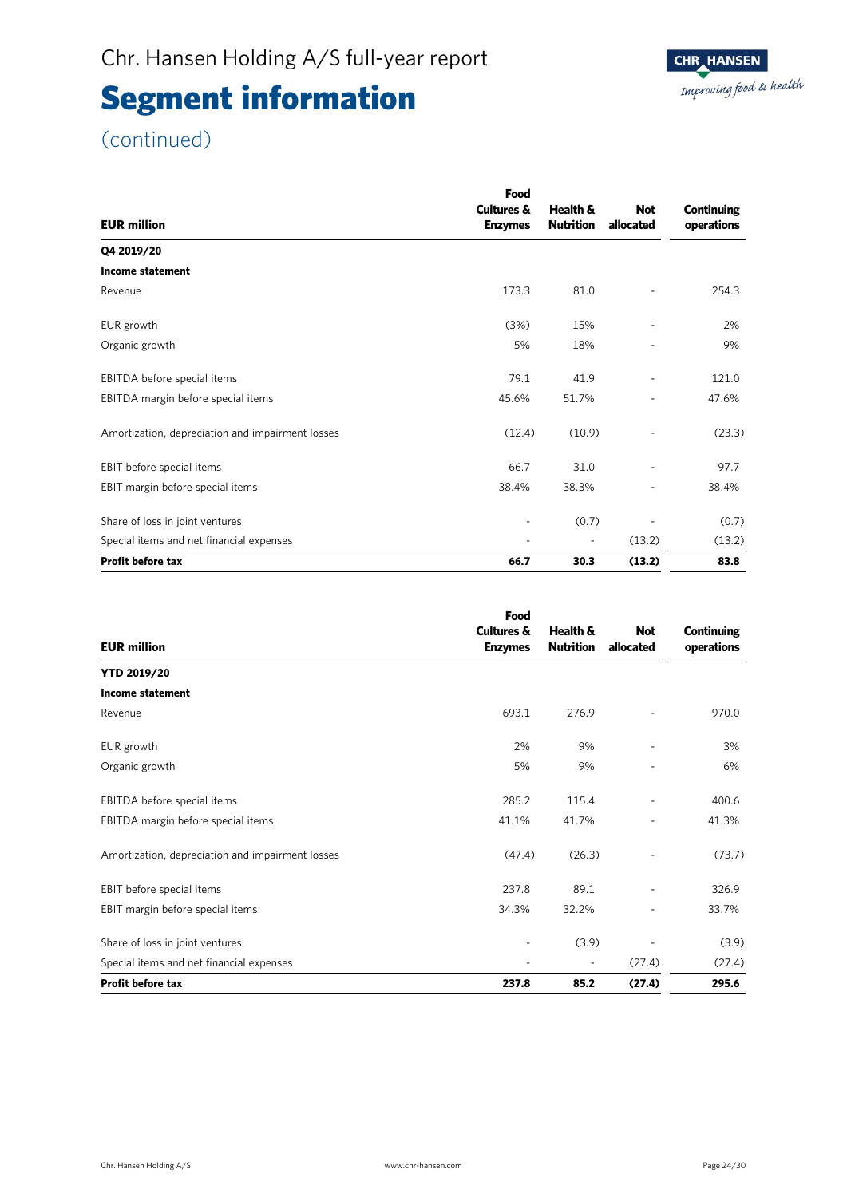# Segment information

(continued)

| EUR million | Food Cultures & Enzymes | Health & Nutrition | Not allocated | Continuing operations |
|---|---|---|---|---|
| **Q4 2019/20** | | | | |
| **Income statement** | | | | |
| Revenue | 173.3 | 81.0 | - | 254.3 |
| EUR growth | (3%) | 15% | - | 2% |
| Organic growth | 5% | 18% | - | 9% |
| EBITDA before special items | 79.1 | 41.9 | - | 121.0 |
| EBITDA margin before special items | 45.6% | 51.7% | - | 47.6% |
| Amortization, depreciation and impairment losses | (12.4) | (10.9) | - | (23.3) |
| EBIT before special items | 66.7 | 31.0 | - | 97.7 |
| EBIT margin before special items | 38.4% | 38.3% | - | 38.4% |
| Share of loss in joint ventures | - | (0.7) | - | (0.7) |
| Special items and net financial expenses | - | - | (13.2) | (13.2) |
| **Profit before tax** | **66.7** | **30.3** | **(13.2)** | **83.8** |

| EUR million | Food Cultures & Enzymes | Health & Nutrition | Not allocated | Continuing operations |
|---|---|---|---|---|
| **YTD 2019/20** | | | | |
| **Income statement** | | | | |
| Revenue | 693.1 | 276.9 | - | 970.0 |
| EUR growth | 2% | 9% | - | 3% |
| Organic growth | 5% | 9% | - | 6% |
| EBITDA before special items | 285.2 | 115.4 | - | 400.6 |
| EBITDA margin before special items | 41.1% | 41.7% | - | 41.3% |
| Amortization, depreciation and impairment losses | (47.4) | (26.3) | - | (73.7) |
| EBIT before special items | 237.8 | 89.1 | - | 326.9 |
| EBIT margin before special items | 34.3% | 32.2% | - | 33.7% |
| Share of loss in joint ventures | - | (3.9) | - | (3.9) |
| Special items and net financial expenses | - | - | (27.4) | (27.4) |
| **Profit before tax** | **237.8** | **85.2** | **(27.4)** | **295.6** |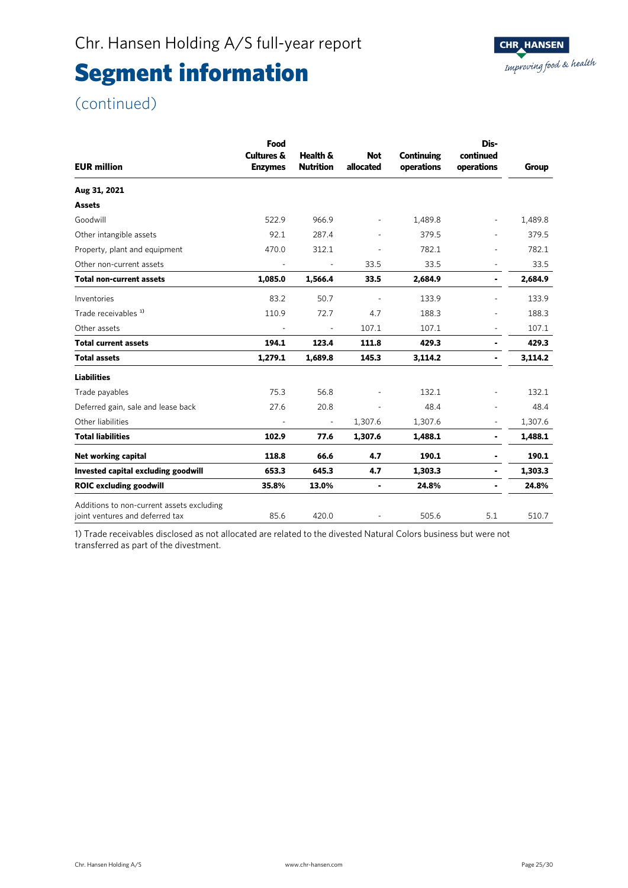# Chr. Hansen Holding A/S full-year report

# Segment information

(continued)

| EUR million | Food Cultures & Enzymes | Health & Nutrition | Not allocated | Continuing operations | Dis-continued operations | Group |
|---|---|---|---|---|---|---|
| **Aug 31, 2021** | | | | | | |
| **Assets** | | | | | | |
| Goodwill | 522.9 | 966.9 | - | 1,489.8 | - | 1,489.8 |
| Other intangible assets | 92.1 | 287.4 | - | 379.5 | - | 379.5 |
| Property, plant and equipment | 470.0 | 312.1 | - | 782.1 | - | 782.1 |
| Other non-current assets | - | - | 33.5 | 33.5 | - | 33.5 |
| **Total non-current assets** | **1,085.0** | **1,566.4** | **33.5** | **2,684.9** | **-** | **2,684.9** |
| Inventories | 83.2 | 50.7 | - | 133.9 | - | 133.9 |
| Trade receivables [1] | 110.9 | 72.7 | 4.7 | 188.3 | - | 188.3 |
| Other assets | - | - | 107.1 | 107.1 | - | 107.1 |
| **Total current assets** | **194.1** | **123.4** | **111.8** | **429.3** | **-** | **429.3** |
| **Total assets** | **1,279.1** | **1,689.8** | **145.3** | **3,114.2** | **-** | **3,114.2** |
| **Liabilities** | | | | | | |
| Trade payables | 75.3 | 56.8 | - | 132.1 | - | 132.1 |
| Deferred gain, sale and lease back | 27.6 | 20.8 | - | 48.4 | - | 48.4 |
| Other liabilities | - | - | 1,307.6 | 1,307.6 | - | 1,307.6 |
| **Total liabilities** | **102.9** | **77.6** | **1,307.6** | **1,488.1** | **-** | **1,488.1** |
| **Net working capital** | **118.8** | **66.6** | **4.7** | **190.1** | **-** | **190.1** |
| **Invested capital excluding goodwill** | **653.3** | **645.3** | **4.7** | **1,303.3** | **-** | **1,303.3** |
| **ROIC excluding goodwill** | **35.8%** | **13.0%** | **-** | **24.8%** | **-** | **24.8%** |
| Additions to non-current assets excluding joint ventures and deferred tax | 85.6 | 420.0 | - | 505.6 | 5.1 | 510.7 |

1) Trade receivables disclosed as not allocated are related to the divested Natural Colors business but were not transferred as part of the divestment.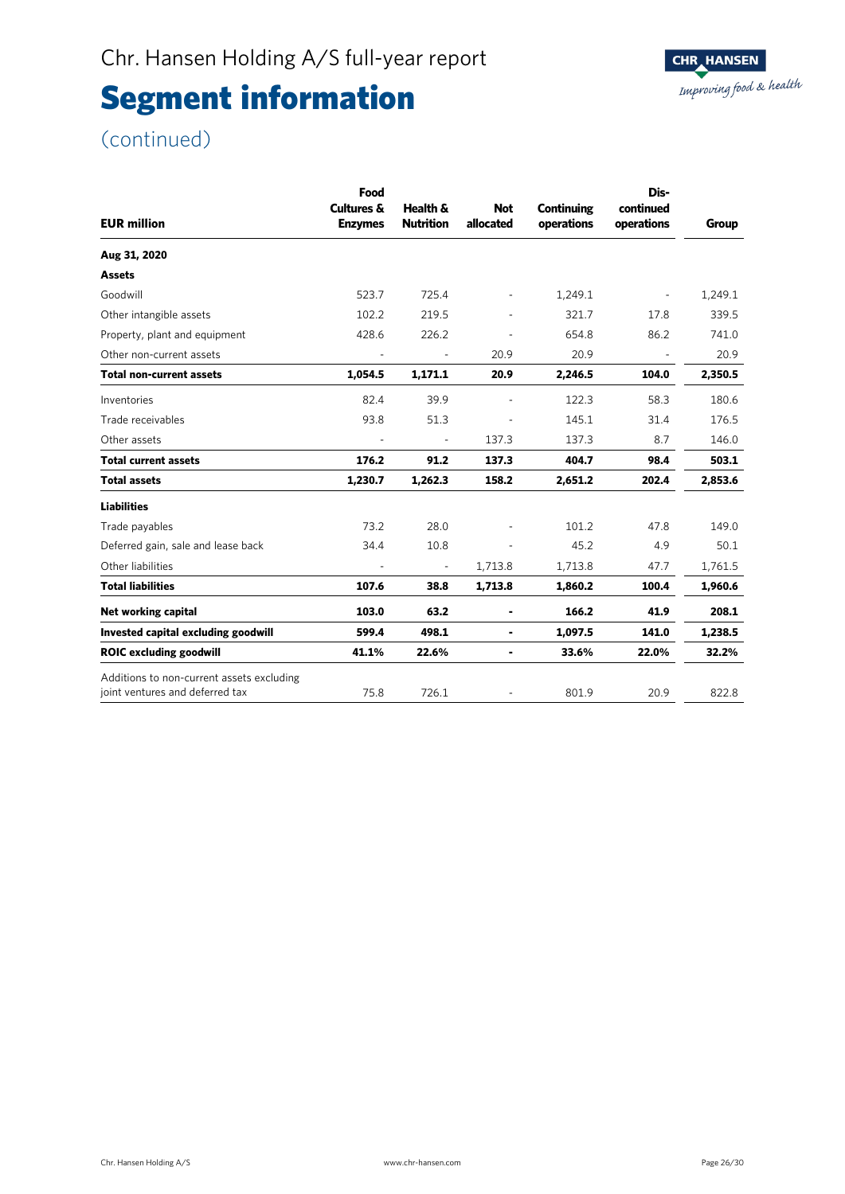# Segment information

(continued)

| EUR million | Food Cultures & Enzymes | Health & Nutrition | Not allocated | Continuing operations | Dis-continued operations | Group |
|---|---|---|---|---|---|---|
| **Aug 31, 2020** | | | | | | |
| **Assets** | | | | | | |
| Goodwill | 523.7 | 725.4 | - | 1,249.1 | - | 1,249.1 |
| Other intangible assets | 102.2 | 219.5 | - | 321.7 | 17.8 | 339.5 |
| Property, plant and equipment | 428.6 | 226.2 | - | 654.8 | 86.2 | 741.0 |
| Other non-current assets | - | - | 20.9 | 20.9 | - | 20.9 |
| **Total non-current assets** | **1,054.5** | **1,171.1** | **20.9** | **2,246.5** | **104.0** | **2,350.5** |
| Inventories | 82.4 | 39.9 | - | 122.3 | 58.3 | 180.6 |
| Trade receivables | 93.8 | 51.3 | - | 145.1 | 31.4 | 176.5 |
| Other assets | - | - | 137.3 | 137.3 | 8.7 | 146.0 |
| **Total current assets** | **176.2** | **91.2** | **137.3** | **404.7** | **98.4** | **503.1** |
| **Total assets** | **1,230.7** | **1,262.3** | **158.2** | **2,651.2** | **202.4** | **2,853.6** |
| **Liabilities** | | | | | | |
| Trade payables | 73.2 | 28.0 | - | 101.2 | 47.8 | 149.0 |
| Deferred gain, sale and lease back | 34.4 | 10.8 | - | 45.2 | 4.9 | 50.1 |
| Other liabilities | - | - | 1,713.8 | 1,713.8 | 47.7 | 1,761.5 |
| **Total liabilities** | **107.6** | **38.8** | **1,713.8** | **1,860.2** | **100.4** | **1,960.6** |
| **Net working capital** | **103.0** | **63.2** | **-** | **166.2** | **41.9** | **208.1** |
| **Invested capital excluding goodwill** | **599.4** | **498.1** | **-** | **1,097.5** | **141.0** | **1,238.5** |
| **ROIC excluding goodwill** | **41.1%** | **22.6%** | **-** | **33.6%** | **22.0%** | **32.2%** |
| Additions to non-current assets excluding joint ventures and deferred tax | 75.8 | 726.1 | - | 801.9 | 20.9 | 822.8 |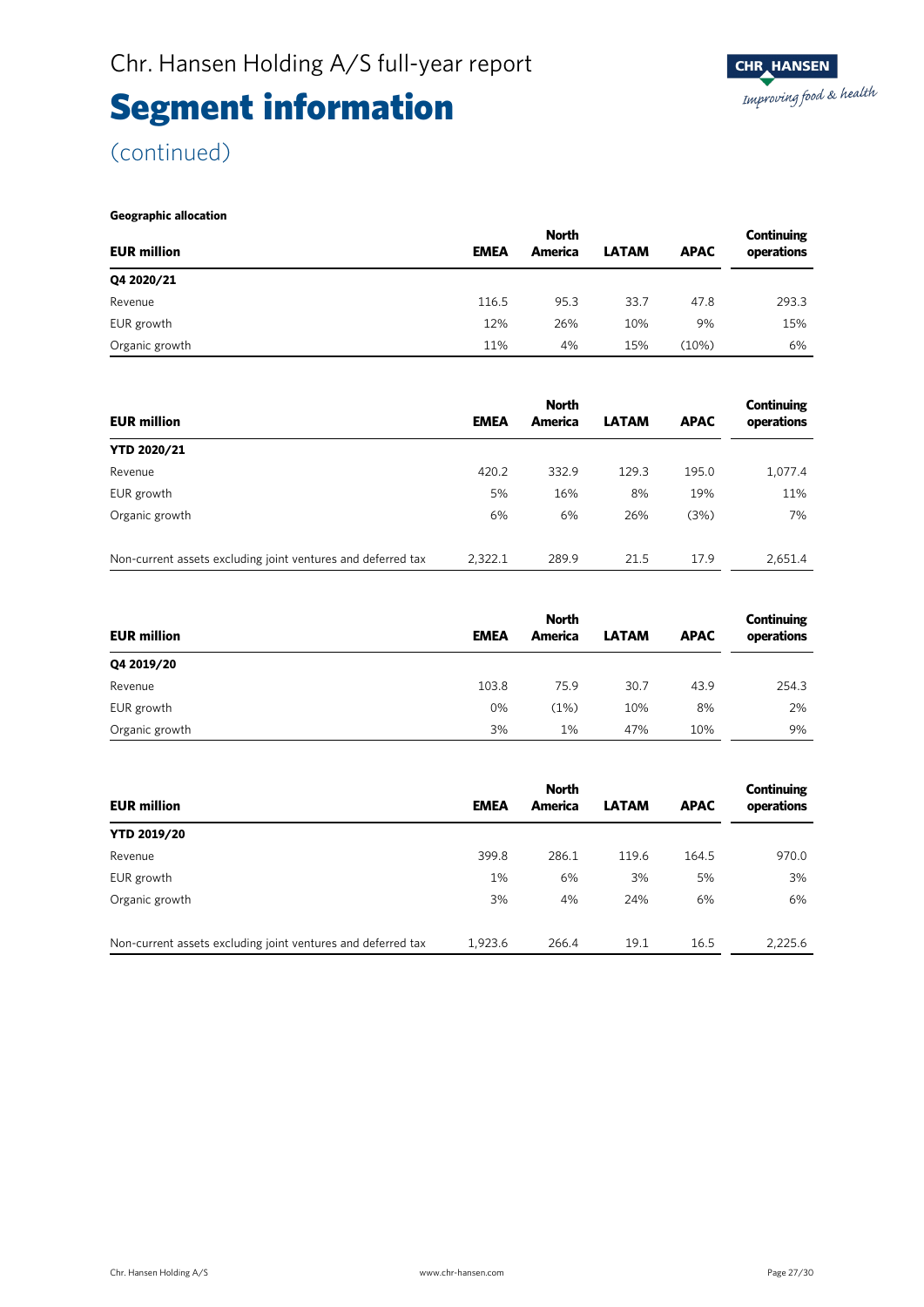# Segment information

(continued)

**Geographic allocation**

| EUR million | EMEA | North America | LATAM | APAC | Continuing operations |
|---|---|---|---|---|---|
| **Q4 2020/21** | | | | | |
| Revenue | 116.5 | 95.3 | 33.7 | 47.8 | 293.3 |
| EUR growth | 12% | 26% | 10% | 9% | 15% |
| Organic growth | 11% | 4% | 15% | (10%) | 6% |

| EUR million | EMEA | North America | LATAM | APAC | Continuing operations |
|---|---|---|---|---|---|
| **YTD 2020/21** | | | | | |
| Revenue | 420.2 | 332.9 | 129.3 | 195.0 | 1,077.4 |
| EUR growth | 5% | 16% | 8% | 19% | 11% |
| Organic growth | 6% | 6% | 26% | (3%) | 7% |
| Non-current assets excluding joint ventures and deferred tax | 2,322.1 | 289.9 | 21.5 | 17.9 | 2,651.4 |

| EUR million | EMEA | North America | LATAM | APAC | Continuing operations |
|---|---|---|---|---|---|
| **Q4 2019/20** | | | | | |
| Revenue | 103.8 | 75.9 | 30.7 | 43.9 | 254.3 |
| EUR growth | 0% | (1%) | 10% | 8% | 2% |
| Organic growth | 3% | 1% | 47% | 10% | 9% |

| EUR million | EMEA | North America | LATAM | APAC | Continuing operations |
|---|---|---|---|---|---|
| **YTD 2019/20** | | | | | |
| Revenue | 399.8 | 286.1 | 119.6 | 164.5 | 970.0 |
| EUR growth | 1% | 6% | 3% | 5% | 3% |
| Organic growth | 3% | 4% | 24% | 6% | 6% |
| Non-current assets excluding joint ventures and deferred tax | 1,923.6 | 266.4 | 19.1 | 16.5 | 2,225.6 |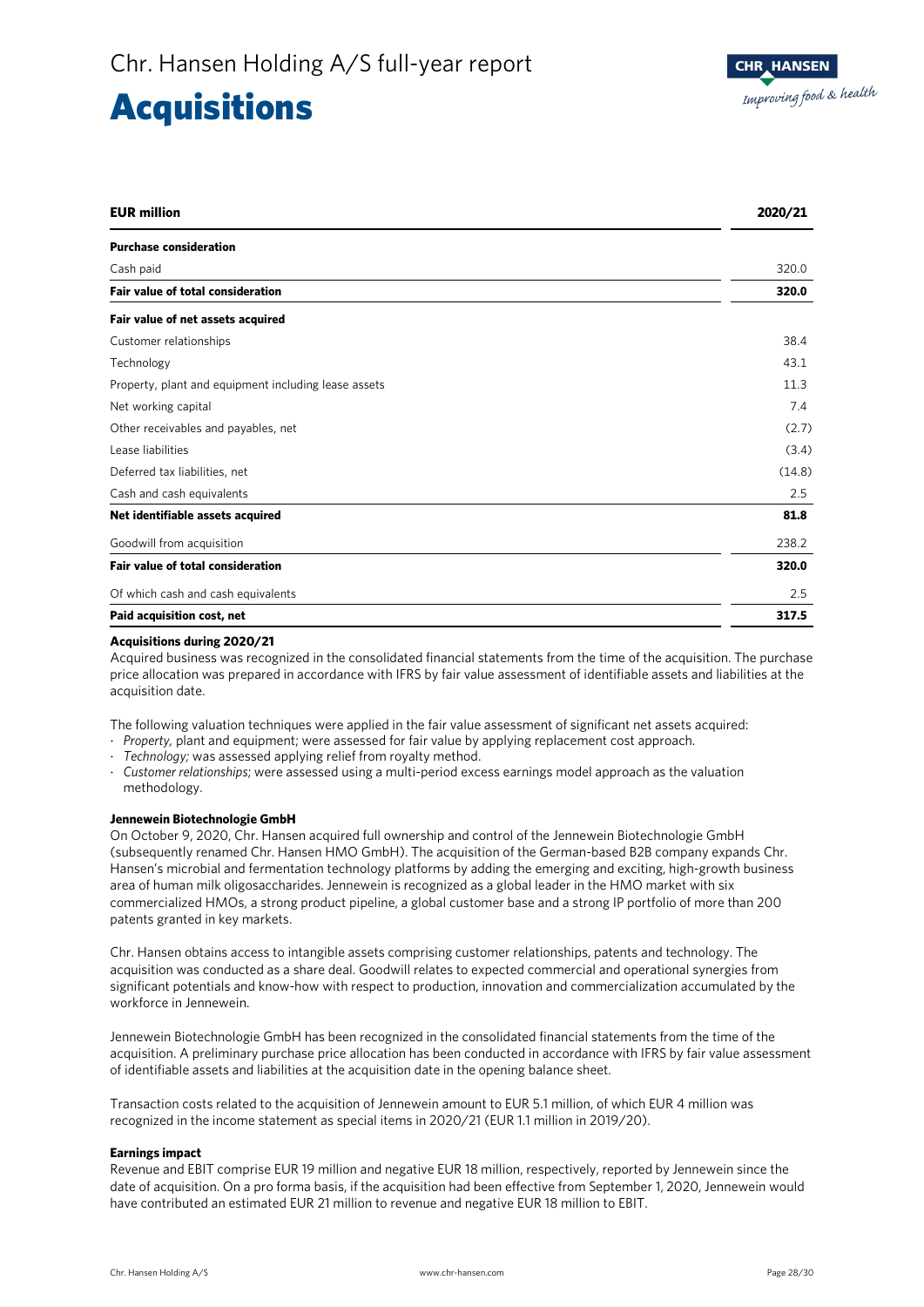# Acquisitions

| EUR million | 2020/21 |
|---|---|
| **Purchase consideration** | |
| Cash paid | 320.0 |
| **Fair value of total consideration** | **320.0** |
| **Fair value of net assets acquired** | |
| Customer relationships | 38.4 |
| Technology | 43.1 |
| Property, plant and equipment including lease assets | 11.3 |
| Net working capital | 7.4 |
| Other receivables and payables, net | (2.7) |
| Lease liabilities | (3.4) |
| Deferred tax liabilities, net | (14.8) |
| Cash and cash equivalents | 2.5 |
| **Net identifiable assets acquired** | **81.8** |
| Goodwill from acquisition | 238.2 |
| **Fair value of total consideration** | **320.0** |
| Of which cash and cash equivalents | 2.5 |
| **Paid acquisition cost, net** | **317.5** |

**Acquisitions during 2020/21**

Acquired business was recognized in the consolidated financial statements from the time of the acquisition. The purchase price allocation was prepared in accordance with IFRS by fair value assessment of identifiable assets and liabilities at the acquisition date.

The following valuation techniques were applied in the fair value assessment of significant net assets acquired:

- *Property,* plant and equipment; were assessed for fair value by applying replacement cost approach.
- *Technology;* was assessed applying relief from royalty method.
- *Customer relationships;* were assessed using a multi-period excess earnings model approach as the valuation methodology.

**Jennewein Biotechnologie GmbH**

On October 9, 2020, Chr. Hansen acquired full ownership and control of the Jennewein Biotechnologie GmbH (subsequently renamed Chr. Hansen HMO GmbH). The acquisition of the German-based B2B company expands Chr. Hansen's microbial and fermentation technology platforms by adding the emerging and exciting, high-growth business area of human milk oligosaccharides. Jennewein is recognized as a global leader in the HMO market with six commercialized HMOs, a strong product pipeline, a global customer base and a strong IP portfolio of more than 200 patents granted in key markets.

Chr. Hansen obtains access to intangible assets comprising customer relationships, patents and technology. The acquisition was conducted as a share deal. Goodwill relates to expected commercial and operational synergies from significant potentials and know-how with respect to production, innovation and commercialization accumulated by the workforce in Jennewein.

Jennewein Biotechnologie GmbH has been recognized in the consolidated financial statements from the time of the acquisition. A preliminary purchase price allocation has been conducted in accordance with IFRS by fair value assessment of identifiable assets and liabilities at the acquisition date in the opening balance sheet.

Transaction costs related to the acquisition of Jennewein amount to EUR 5.1 million, of which EUR 4 million was recognized in the income statement as special items in 2020/21 (EUR 1.1 million in 2019/20).

**Earnings impact**

Revenue and EBIT comprise EUR 19 million and negative EUR 18 million, respectively, reported by Jennewein since the date of acquisition. On a pro forma basis, if the acquisition had been effective from September 1, 2020, Jennewein would have contributed an estimated EUR 21 million to revenue and negative EUR 18 million to EBIT.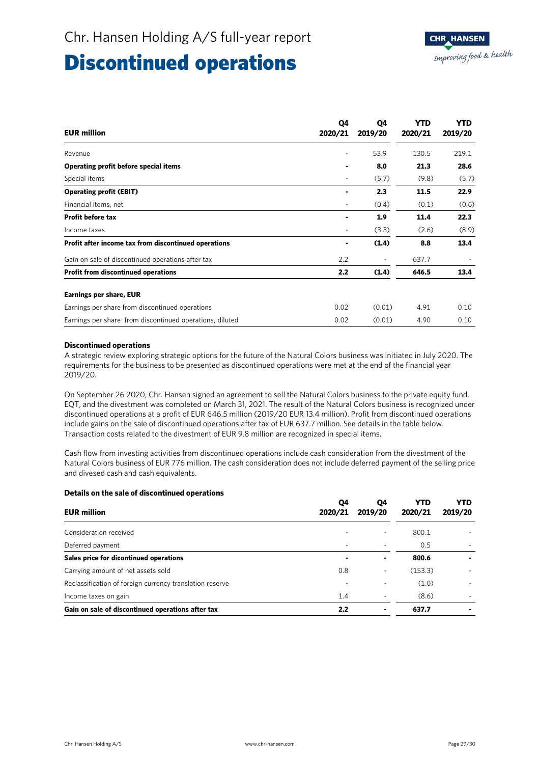# Discontinued operations

| EUR million | Q4 2020/21 | Q4 2019/20 | YTD 2020/21 | YTD 2019/20 |
|---|---|---|---|---|
| Revenue | - | 53.9 | 130.5 | 219.1 |
| **Operating profit before special items** | **-** | **8.0** | **21.3** | **28.6** |
| Special items | - | (5.7) | (9.8) | (5.7) |
| **Operating profit (EBIT)** | **-** | **2.3** | **11.5** | **22.9** |
| Financial items, net | - | (0.4) | (0.1) | (0.6) |
| **Profit before tax** | **-** | **1.9** | **11.4** | **22.3** |
| Income taxes | - | (3.3) | (2.6) | (8.9) |
| **Profit after income tax from discontinued operations** | **-** | **(1.4)** | **8.8** | **13.4** |
| Gain on sale of discontinued operations after tax | 2.2 | - | 637.7 | - |
| **Profit from discontinued operations** | **2.2** | **(1.4)** | **646.5** | **13.4** |
| **Earnings per share, EUR** | | | | |
| Earnings per share from discontinued operations | 0.02 | (0.01) | 4.91 | 0.10 |
| Earnings per share from discontinued operations, diluted | 0.02 | (0.01) | 4.90 | 0.10 |

**Discontinued operations**

A strategic review exploring strategic options for the future of the Natural Colors business was initiated in July 2020. The requirements for the business to be presented as discontinued operations were met at the end of the financial year 2019/20.

On September 26 2020, Chr. Hansen signed an agreement to sell the Natural Colors business to the private equity fund, EQT, and the divestment was completed on March 31, 2021. The result of the Natural Colors business is recognized under discontinued operations at a profit of EUR 646.5 million (2019/20 EUR 13.4 million). Profit from discontinued operations include gains on the sale of discontinued operations after tax of EUR 637.7 million. See details in the table below. Transaction costs related to the divestment of EUR 9.8 million are recognized in special items.

Cash flow from investing activities from discontinued operations include cash consideration from the divestment of the Natural Colors business of EUR 776 million. The cash consideration does not include deferred payment of the selling price and divesed cash and cash equivalents.

**Details on the sale of discontinued operations**

| EUR million | Q4 2020/21 | Q4 2019/20 | YTD 2020/21 | YTD 2019/20 |
|---|---|---|---|---|
| Consideration received | - | - | 800.1 | - |
| Deferred payment | - | - | 0.5 | - |
| **Sales price for dicontinued operations** | **-** | **-** | **800.6** | **-** |
| Carrying amount of net assets sold | 0.8 | - | (153.3) | - |
| Reclassification of foreign currency translation reserve | - | - | (1.0) | - |
| Income taxes on gain | 1.4 | - | (8.6) | - |
| **Gain on sale of discontinued operations after tax** | **2.2** | **-** | **637.7** | **-** |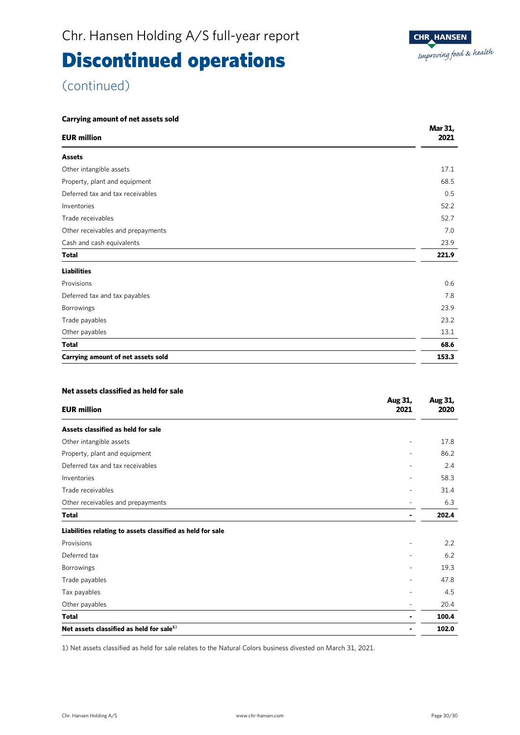# Discontinued operations

(continued)

**Carrying amount of net assets sold**

| EUR million | Mar 31, 2021 |
|---|---|
| **Assets** | |
| Other intangible assets | 17.1 |
| Property, plant and equipment | 68.5 |
| Deferred tax and tax receivables | 0.5 |
| Inventories | 52.2 |
| Trade receivables | 52.7 |
| Other receivables and prepayments | 7.0 |
| Cash and cash equivalents | 23.9 |
| **Total** | **221.9** |
| **Liabilities** | |
| Provisions | 0.6 |
| Deferred tax and tax payables | 7.8 |
| Borrowings | 23.9 |
| Trade payables | 23.2 |
| Other payables | 13.1 |
| **Total** | **68.6** |
| **Carrying amount of net assets sold** | **153.3** |

**Net assets classified as held for sale**

| EUR million | Aug 31, 2021 | Aug 31, 2020 |
|---|---|---|
| **Assets classified as held for sale** | | |
| Other intangible assets | - | 17.8 |
| Property, plant and equipment | - | 86.2 |
| Deferred tax and tax receivables | - | 2.4 |
| Inventories | - | 58.3 |
| Trade receivables | - | 31.4 |
| Other receivables and prepayments | - | 6.3 |
| **Total** | **-** | **202.4** |
| **Liabilities relating to assets classified as held for sale** | | |
| Provisions | - | 2.2 |
| Deferred tax | - | 6.2 |
| Borrowings | - | 19.3 |
| Trade payables | - | 47.8 |
| Tax payables | - | 4.5 |
| Other payables | - | 20.4 |
| **Total** | **-** | **100.4** |
| **Net assets classified as held for sale[1)]** | **-** | **102.0** |

1) Net assets classified as held for sale relates to the Natural Colors business divested on March 31, 2021.